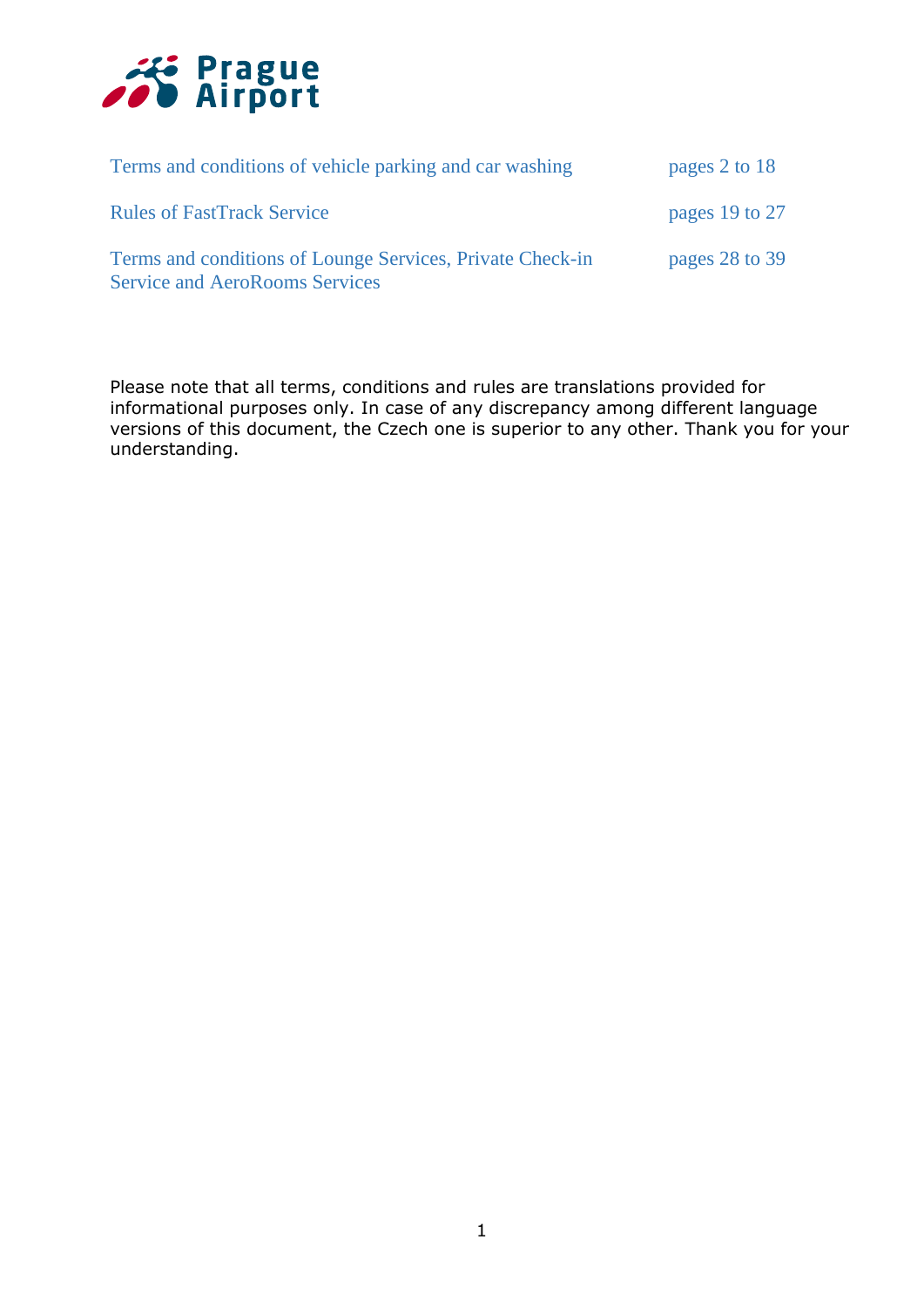Prague Airport

| | |
|---|---|
| Terms and conditions of vehicle parking and car washing | pages 2 to 18 |
| Rules of FastTrack Service | pages 19 to 27 |
| Terms and conditions of Lounge Services, Private Check-in Service and AeroRooms Services | pages 28 to 39 |

Please note that all terms, conditions and rules are translations provided for informational purposes only. In case of any discrepancy among different language versions of this document, the Czech one is superior to any other. Thank you for your understanding.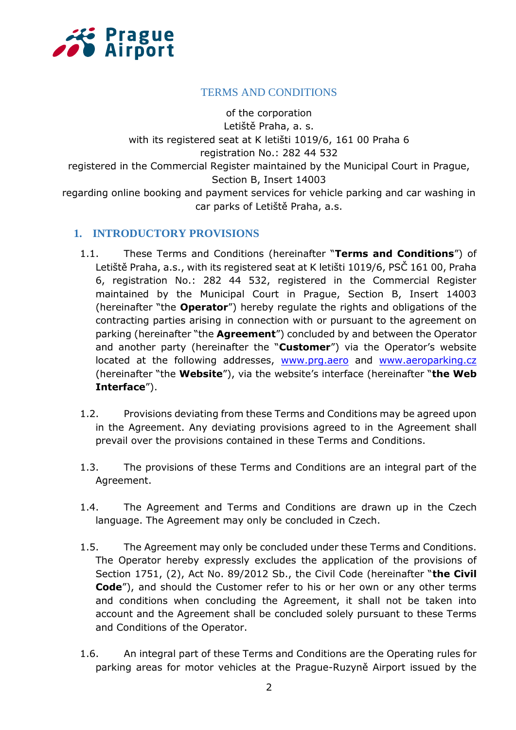TERMS AND CONDITIONS

of the corporation
Letiště Praha, a. s.
with its registered seat at K letišti 1019/6, 161 00 Praha 6
registration No.: 282 44 532
registered in the Commercial Register maintained by the Municipal Court in Prague, Section B, Insert 14003
regarding online booking and payment services for vehicle parking and car washing in car parks of Letiště Praha, a.s.

## 1. INTRODUCTORY PROVISIONS

1.1. These Terms and Conditions (hereinafter "**Terms and Conditions**") of Letiště Praha, a.s., with its registered seat at K letišti 1019/6, PSČ 161 00, Praha 6, registration No.: 282 44 532, registered in the Commercial Register maintained by the Municipal Court in Prague, Section B, Insert 14003 (hereinafter "the **Operator**") hereby regulate the rights and obligations of the contracting parties arising in connection with or pursuant to the agreement on parking (hereinafter "the **Agreement**") concluded by and between the Operator and another party (hereinafter the "**Customer**") via the Operator's website located at the following addresses, www.prg.aero and www.aeroparking.cz (hereinafter "the **Website**"), via the website's interface (hereinafter "**the Web Interface**").

1.2. Provisions deviating from these Terms and Conditions may be agreed upon in the Agreement. Any deviating provisions agreed to in the Agreement shall prevail over the provisions contained in these Terms and Conditions.

1.3. The provisions of these Terms and Conditions are an integral part of the Agreement.

1.4. The Agreement and Terms and Conditions are drawn up in the Czech language. The Agreement may only be concluded in Czech.

1.5. The Agreement may only be concluded under these Terms and Conditions. The Operator hereby expressly excludes the application of the provisions of Section 1751, (2), Act No. 89/2012 Sb., the Civil Code (hereinafter "**the Civil Code**"), and should the Customer refer to his or her own or any other terms and conditions when concluding the Agreement, it shall not be taken into account and the Agreement shall be concluded solely pursuant to these Terms and Conditions of the Operator.

1.6. An integral part of these Terms and Conditions are the Operating rules for parking areas for motor vehicles at the Prague-Ruzyně Airport issued by the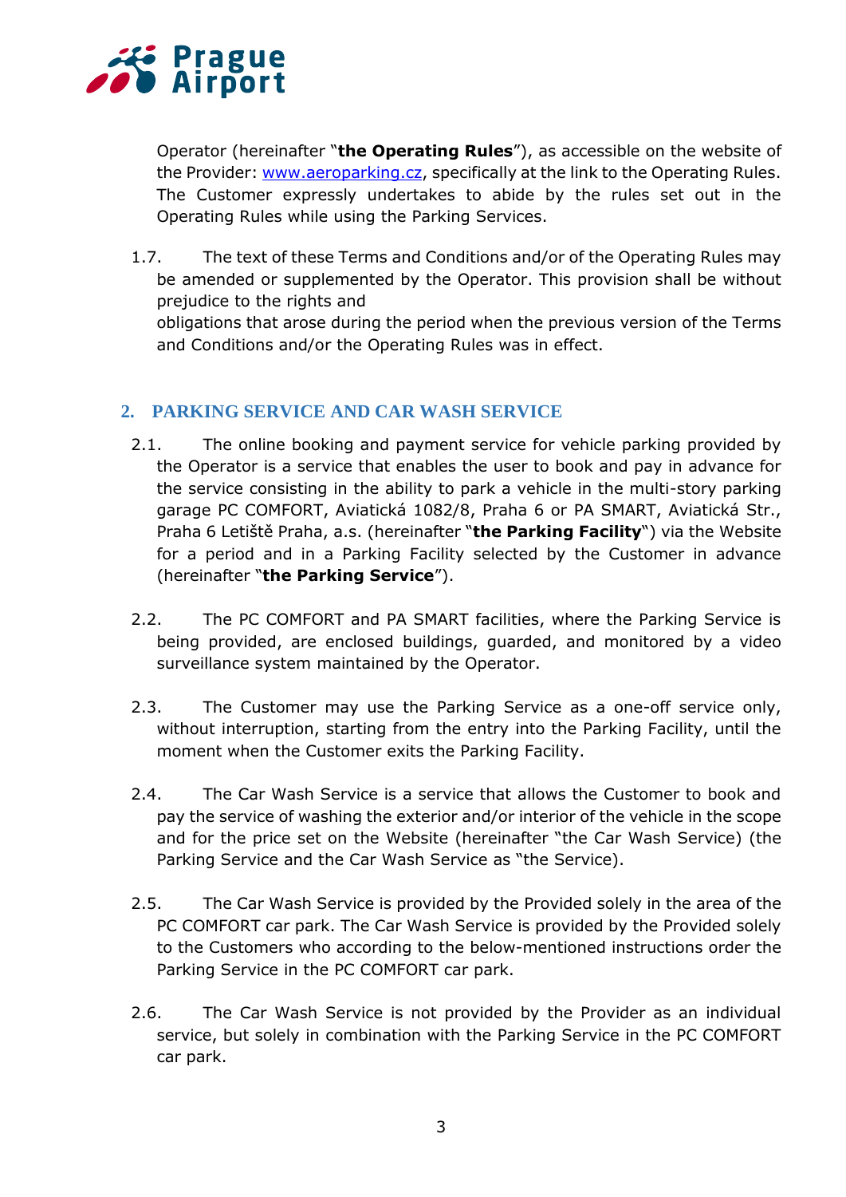Operator (hereinafter "**the Operating Rules**"), as accessible on the website of the Provider: [www.aeroparking.cz](www.aeroparking.cz), specifically at the link to the Operating Rules. The Customer expressly undertakes to abide by the rules set out in the Operating Rules while using the Parking Services.

1.7. The text of these Terms and Conditions and/or of the Operating Rules may be amended or supplemented by the Operator. This provision shall be without prejudice to the rights and
obligations that arose during the period when the previous version of the Terms and Conditions and/or the Operating Rules was in effect.

## 2. PARKING SERVICE AND CAR WASH SERVICE

2.1. The online booking and payment service for vehicle parking provided by the Operator is a service that enables the user to book and pay in advance for the service consisting in the ability to park a vehicle in the multi-story parking garage PC COMFORT, Aviatická 1082/8, Praha 6 or PA SMART, Aviatická Str., Praha 6 Letiště Praha, a.s. (hereinafter "**the Parking Facility**") via the Website for a period and in a Parking Facility selected by the Customer in advance (hereinafter "**the Parking Service**").

2.2. The PC COMFORT and PA SMART facilities, where the Parking Service is being provided, are enclosed buildings, guarded, and monitored by a video surveillance system maintained by the Operator.

2.3. The Customer may use the Parking Service as a one-off service only, without interruption, starting from the entry into the Parking Facility, until the moment when the Customer exits the Parking Facility.

2.4. The Car Wash Service is a service that allows the Customer to book and pay the service of washing the exterior and/or interior of the vehicle in the scope and for the price set on the Website (hereinafter "the Car Wash Service) (the Parking Service and the Car Wash Service as "the Service).

2.5. The Car Wash Service is provided by the Provided solely in the area of the PC COMFORT car park. The Car Wash Service is provided by the Provided solely to the Customers who according to the below-mentioned instructions order the Parking Service in the PC COMFORT car park.

2.6. The Car Wash Service is not provided by the Provider as an individual service, but solely in combination with the Parking Service in the PC COMFORT car park.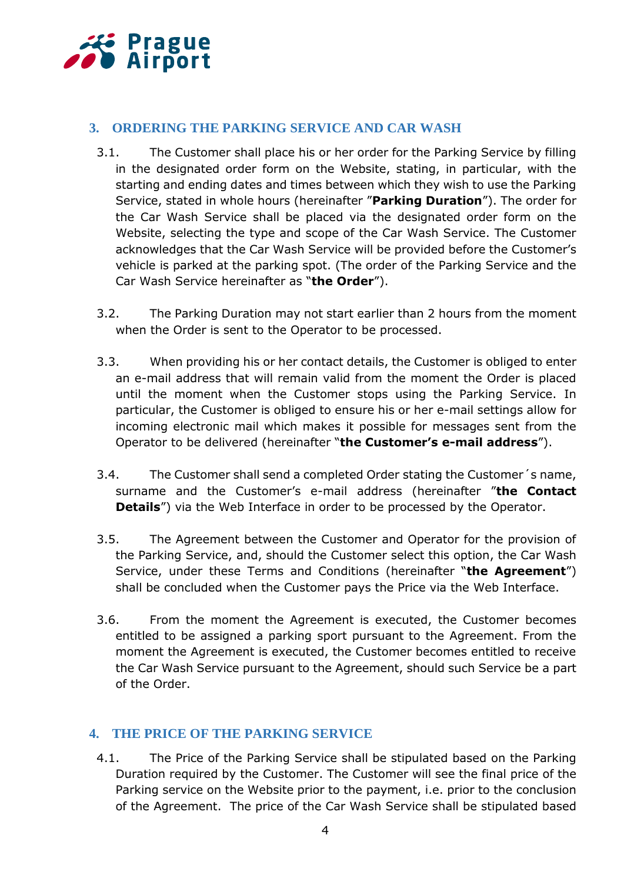## 3. ORDERING THE PARKING SERVICE AND CAR WASH

3.1. The Customer shall place his or her order for the Parking Service by filling in the designated order form on the Website, stating, in particular, with the starting and ending dates and times between which they wish to use the Parking Service, stated in whole hours (hereinafter "**Parking Duration**"). The order for the Car Wash Service shall be placed via the designated order form on the Website, selecting the type and scope of the Car Wash Service. The Customer acknowledges that the Car Wash Service will be provided before the Customer's vehicle is parked at the parking spot. (The order of the Parking Service and the Car Wash Service hereinafter as "**the Order**").

3.2. The Parking Duration may not start earlier than 2 hours from the moment when the Order is sent to the Operator to be processed.

3.3. When providing his or her contact details, the Customer is obliged to enter an e-mail address that will remain valid from the moment the Order is placed until the moment when the Customer stops using the Parking Service. In particular, the Customer is obliged to ensure his or her e-mail settings allow for incoming electronic mail which makes it possible for messages sent from the Operator to be delivered (hereinafter "**the Customer's e-mail address**").

3.4. The Customer shall send a completed Order stating the Customer´s name, surname and the Customer's e-mail address (hereinafter "**the Contact Details**") via the Web Interface in order to be processed by the Operator.

3.5. The Agreement between the Customer and Operator for the provision of the Parking Service, and, should the Customer select this option, the Car Wash Service, under these Terms and Conditions (hereinafter "**the Agreement**") shall be concluded when the Customer pays the Price via the Web Interface.

3.6. From the moment the Agreement is executed, the Customer becomes entitled to be assigned a parking sport pursuant to the Agreement. From the moment the Agreement is executed, the Customer becomes entitled to receive the Car Wash Service pursuant to the Agreement, should such Service be a part of the Order.

## 4. THE PRICE OF THE PARKING SERVICE

4.1. The Price of the Parking Service shall be stipulated based on the Parking Duration required by the Customer. The Customer will see the final price of the Parking service on the Website prior to the payment, i.e. prior to the conclusion of the Agreement. The price of the Car Wash Service shall be stipulated based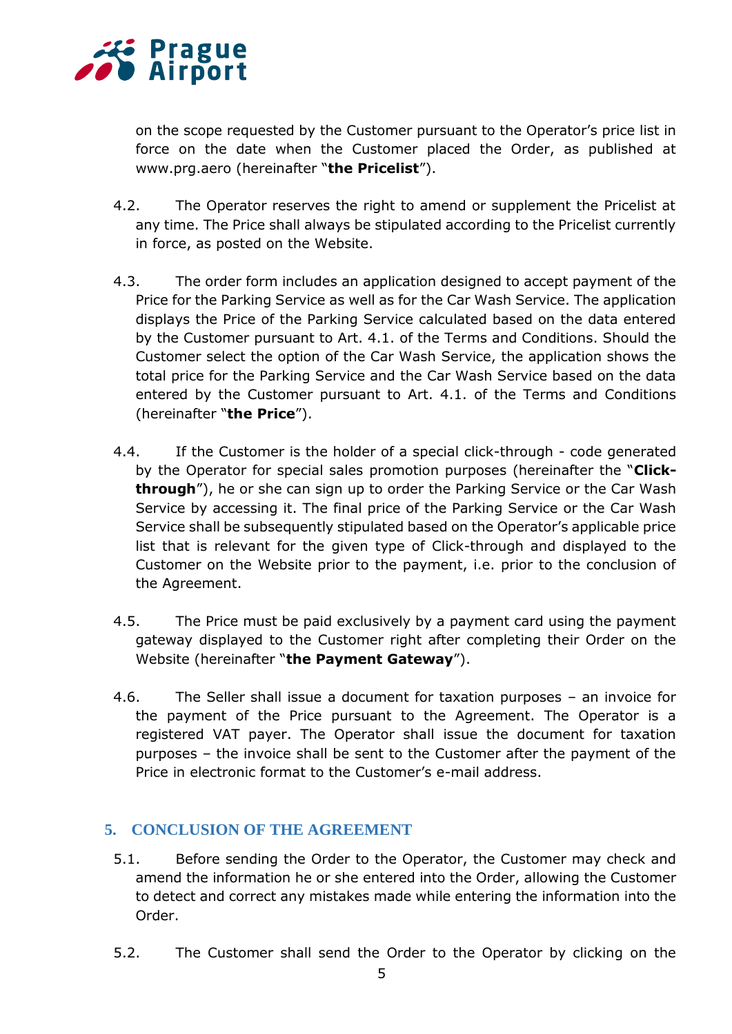on the scope requested by the Customer pursuant to the Operator's price list in force on the date when the Customer placed the Order, as published at www.prg.aero (hereinafter "**the Pricelist**").

4.2. The Operator reserves the right to amend or supplement the Pricelist at any time. The Price shall always be stipulated according to the Pricelist currently in force, as posted on the Website.

4.3. The order form includes an application designed to accept payment of the Price for the Parking Service as well as for the Car Wash Service. The application displays the Price of the Parking Service calculated based on the data entered by the Customer pursuant to Art. 4.1. of the Terms and Conditions. Should the Customer select the option of the Car Wash Service, the application shows the total price for the Parking Service and the Car Wash Service based on the data entered by the Customer pursuant to Art. 4.1. of the Terms and Conditions (hereinafter "**the Price**").

4.4. If the Customer is the holder of a special click-through - code generated by the Operator for special sales promotion purposes (hereinafter the "**Click-through**"), he or she can sign up to order the Parking Service or the Car Wash Service by accessing it. The final price of the Parking Service or the Car Wash Service shall be subsequently stipulated based on the Operator's applicable price list that is relevant for the given type of Click-through and displayed to the Customer on the Website prior to the payment, i.e. prior to the conclusion of the Agreement.

4.5. The Price must be paid exclusively by a payment card using the payment gateway displayed to the Customer right after completing their Order on the Website (hereinafter "**the Payment Gateway**").

4.6. The Seller shall issue a document for taxation purposes – an invoice for the payment of the Price pursuant to the Agreement. The Operator is a registered VAT payer. The Operator shall issue the document for taxation purposes – the invoice shall be sent to the Customer after the payment of the Price in electronic format to the Customer's e-mail address.

## 5. CONCLUSION OF THE AGREEMENT

5.1. Before sending the Order to the Operator, the Customer may check and amend the information he or she entered into the Order, allowing the Customer to detect and correct any mistakes made while entering the information into the Order.

5.2. The Customer shall send the Order to the Operator by clicking on the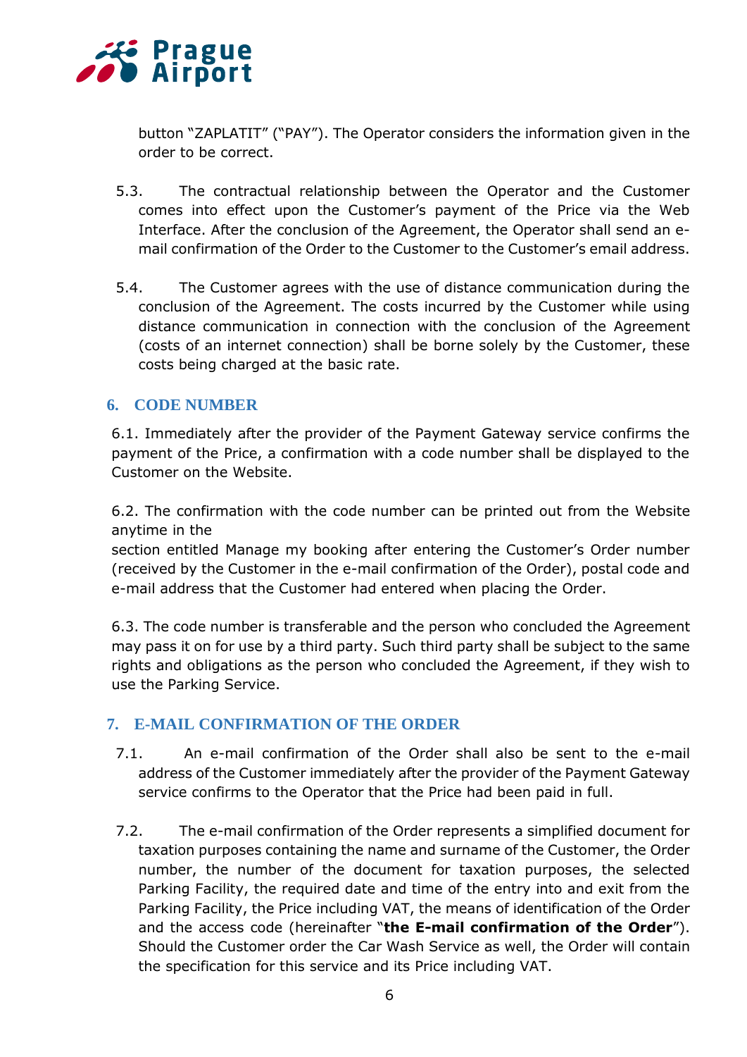button "ZAPLATIT" ("PAY"). The Operator considers the information given in the order to be correct.

5.3. The contractual relationship between the Operator and the Customer comes into effect upon the Customer's payment of the Price via the Web Interface. After the conclusion of the Agreement, the Operator shall send an e-mail confirmation of the Order to the Customer to the Customer's email address.

5.4. The Customer agrees with the use of distance communication during the conclusion of the Agreement. The costs incurred by the Customer while using distance communication in connection with the conclusion of the Agreement (costs of an internet connection) shall be borne solely by the Customer, these costs being charged at the basic rate.

## 6. CODE NUMBER

6.1. Immediately after the provider of the Payment Gateway service confirms the payment of the Price, a confirmation with a code number shall be displayed to the Customer on the Website.

6.2. The confirmation with the code number can be printed out from the Website anytime in the section entitled Manage my booking after entering the Customer's Order number (received by the Customer in the e-mail confirmation of the Order), postal code and e-mail address that the Customer had entered when placing the Order.

6.3. The code number is transferable and the person who concluded the Agreement may pass it on for use by a third party. Such third party shall be subject to the same rights and obligations as the person who concluded the Agreement, if they wish to use the Parking Service.

## 7. E-MAIL CONFIRMATION OF THE ORDER

7.1. An e-mail confirmation of the Order shall also be sent to the e-mail address of the Customer immediately after the provider of the Payment Gateway service confirms to the Operator that the Price had been paid in full.

7.2. The e-mail confirmation of the Order represents a simplified document for taxation purposes containing the name and surname of the Customer, the Order number, the number of the document for taxation purposes, the selected Parking Facility, the required date and time of the entry into and exit from the Parking Facility, the Price including VAT, the means of identification of the Order and the access code (hereinafter "**the E-mail confirmation of the Order**"). Should the Customer order the Car Wash Service as well, the Order will contain the specification for this service and its Price including VAT.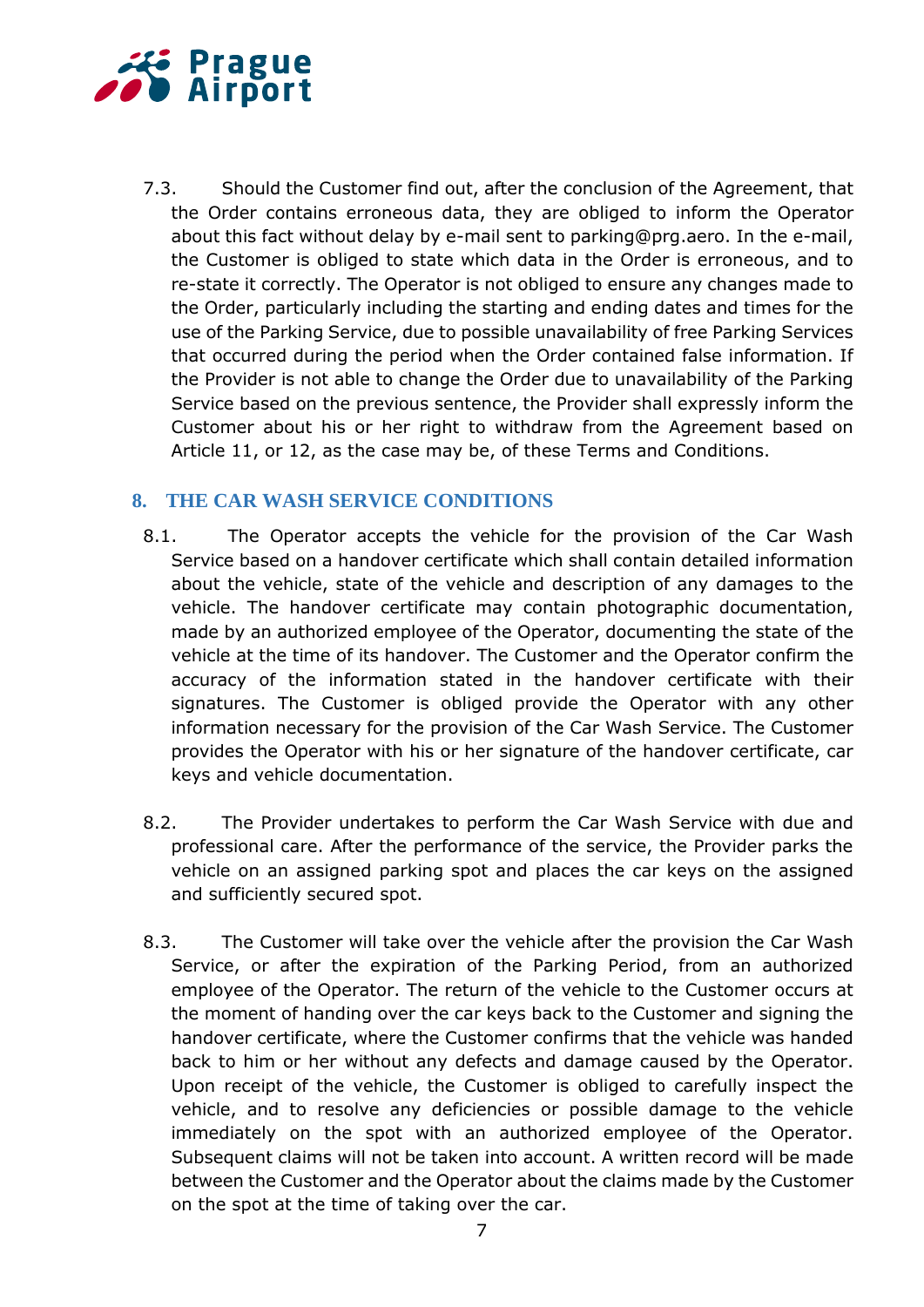7.3. Should the Customer find out, after the conclusion of the Agreement, that the Order contains erroneous data, they are obliged to inform the Operator about this fact without delay by e-mail sent to parking@prg.aero. In the e-mail, the Customer is obliged to state which data in the Order is erroneous, and to re-state it correctly. The Operator is not obliged to ensure any changes made to the Order, particularly including the starting and ending dates and times for the use of the Parking Service, due to possible unavailability of free Parking Services that occurred during the period when the Order contained false information. If the Provider is not able to change the Order due to unavailability of the Parking Service based on the previous sentence, the Provider shall expressly inform the Customer about his or her right to withdraw from the Agreement based on Article 11, or 12, as the case may be, of these Terms and Conditions.

## 8. THE CAR WASH SERVICE CONDITIONS

8.1. The Operator accepts the vehicle for the provision of the Car Wash Service based on a handover certificate which shall contain detailed information about the vehicle, state of the vehicle and description of any damages to the vehicle. The handover certificate may contain photographic documentation, made by an authorized employee of the Operator, documenting the state of the vehicle at the time of its handover. The Customer and the Operator confirm the accuracy of the information stated in the handover certificate with their signatures. The Customer is obliged provide the Operator with any other information necessary for the provision of the Car Wash Service. The Customer provides the Operator with his or her signature of the handover certificate, car keys and vehicle documentation.

8.2. The Provider undertakes to perform the Car Wash Service with due and professional care. After the performance of the service, the Provider parks the vehicle on an assigned parking spot and places the car keys on the assigned and sufficiently secured spot.

8.3. The Customer will take over the vehicle after the provision the Car Wash Service, or after the expiration of the Parking Period, from an authorized employee of the Operator. The return of the vehicle to the Customer occurs at the moment of handing over the car keys back to the Customer and signing the handover certificate, where the Customer confirms that the vehicle was handed back to him or her without any defects and damage caused by the Operator. Upon receipt of the vehicle, the Customer is obliged to carefully inspect the vehicle, and to resolve any deficiencies or possible damage to the vehicle immediately on the spot with an authorized employee of the Operator. Subsequent claims will not be taken into account. A written record will be made between the Customer and the Operator about the claims made by the Customer on the spot at the time of taking over the car.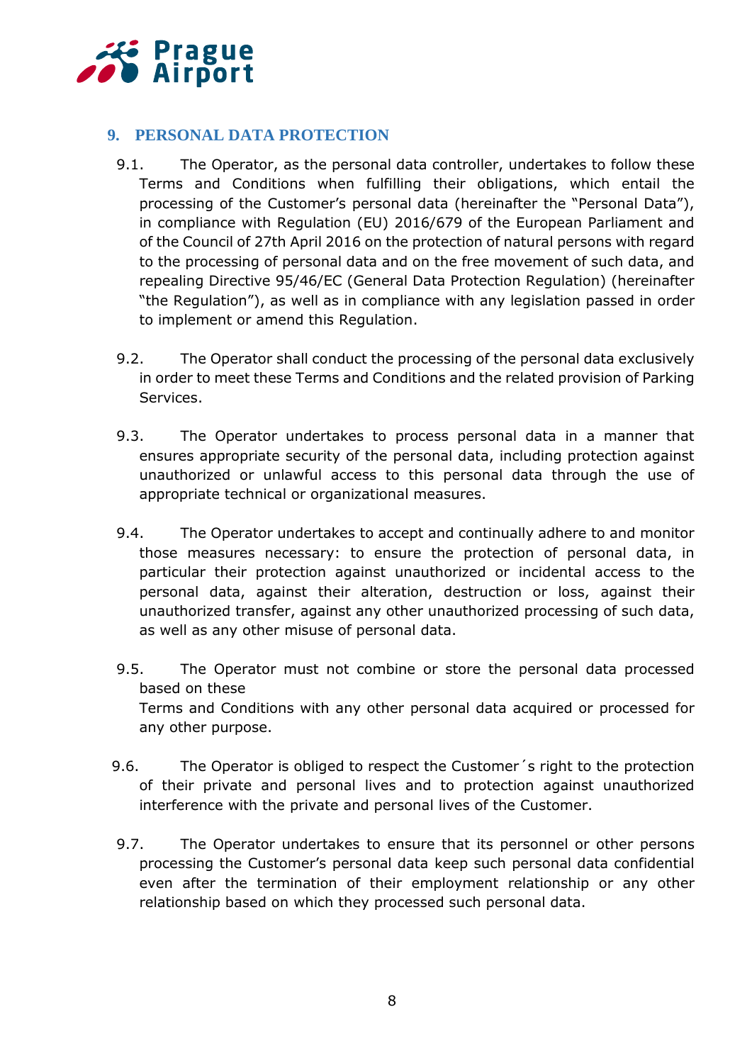## 9. PERSONAL DATA PROTECTION

9.1. The Operator, as the personal data controller, undertakes to follow these Terms and Conditions when fulfilling their obligations, which entail the processing of the Customer's personal data (hereinafter the "Personal Data"), in compliance with Regulation (EU) 2016/679 of the European Parliament and of the Council of 27th April 2016 on the protection of natural persons with regard to the processing of personal data and on the free movement of such data, and repealing Directive 95/46/EC (General Data Protection Regulation) (hereinafter "the Regulation"), as well as in compliance with any legislation passed in order to implement or amend this Regulation.

9.2. The Operator shall conduct the processing of the personal data exclusively in order to meet these Terms and Conditions and the related provision of Parking Services.

9.3. The Operator undertakes to process personal data in a manner that ensures appropriate security of the personal data, including protection against unauthorized or unlawful access to this personal data through the use of appropriate technical or organizational measures.

9.4. The Operator undertakes to accept and continually adhere to and monitor those measures necessary: to ensure the protection of personal data, in particular their protection against unauthorized or incidental access to the personal data, against their alteration, destruction or loss, against their unauthorized transfer, against any other unauthorized processing of such data, as well as any other misuse of personal data.

9.5. The Operator must not combine or store the personal data processed based on these Terms and Conditions with any other personal data acquired or processed for any other purpose.

9.6. The Operator is obliged to respect the Customer´s right to the protection of their private and personal lives and to protection against unauthorized interference with the private and personal lives of the Customer.

9.7. The Operator undertakes to ensure that its personnel or other persons processing the Customer's personal data keep such personal data confidential even after the termination of their employment relationship or any other relationship based on which they processed such personal data.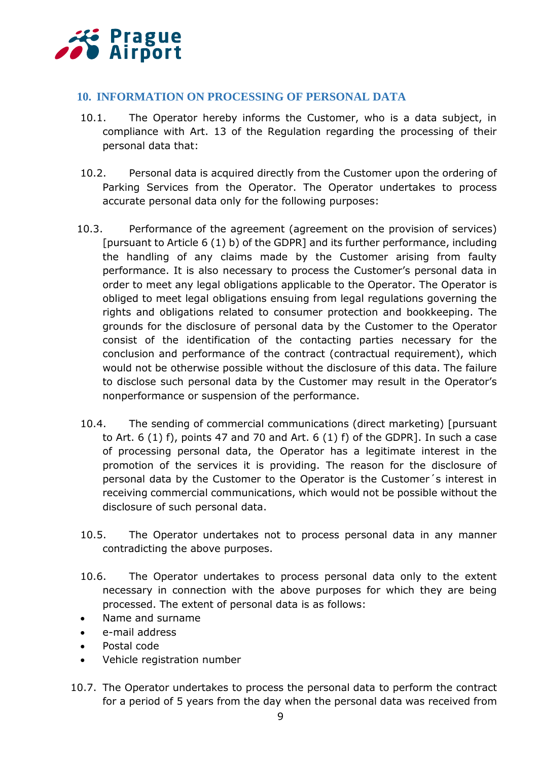## 10. INFORMATION ON PROCESSING OF PERSONAL DATA

10.1. The Operator hereby informs the Customer, who is a data subject, in compliance with Art. 13 of the Regulation regarding the processing of their personal data that:

10.2. Personal data is acquired directly from the Customer upon the ordering of Parking Services from the Operator. The Operator undertakes to process accurate personal data only for the following purposes:

10.3. Performance of the agreement (agreement on the provision of services) [pursuant to Article 6 (1) b) of the GDPR] and its further performance, including the handling of any claims made by the Customer arising from faulty performance. It is also necessary to process the Customer's personal data in order to meet any legal obligations applicable to the Operator. The Operator is obliged to meet legal obligations ensuing from legal regulations governing the rights and obligations related to consumer protection and bookkeeping. The grounds for the disclosure of personal data by the Customer to the Operator consist of the identification of the contacting parties necessary for the conclusion and performance of the contract (contractual requirement), which would not be otherwise possible without the disclosure of this data. The failure to disclose such personal data by the Customer may result in the Operator's nonperformance or suspension of the performance.

10.4. The sending of commercial communications (direct marketing) [pursuant to Art. 6 (1) f), points 47 and 70 and Art. 6 (1) f) of the GDPR]. In such a case of processing personal data, the Operator has a legitimate interest in the promotion of the services it is providing. The reason for the disclosure of personal data by the Customer to the Operator is the Customer´s interest in receiving commercial communications, which would not be possible without the disclosure of such personal data.

10.5. The Operator undertakes not to process personal data in any manner contradicting the above purposes.

10.6. The Operator undertakes to process personal data only to the extent necessary in connection with the above purposes for which they are being processed. The extent of personal data is as follows:

- Name and surname
- e-mail address
- Postal code
- Vehicle registration number

10.7. The Operator undertakes to process the personal data to perform the contract for a period of 5 years from the day when the personal data was received from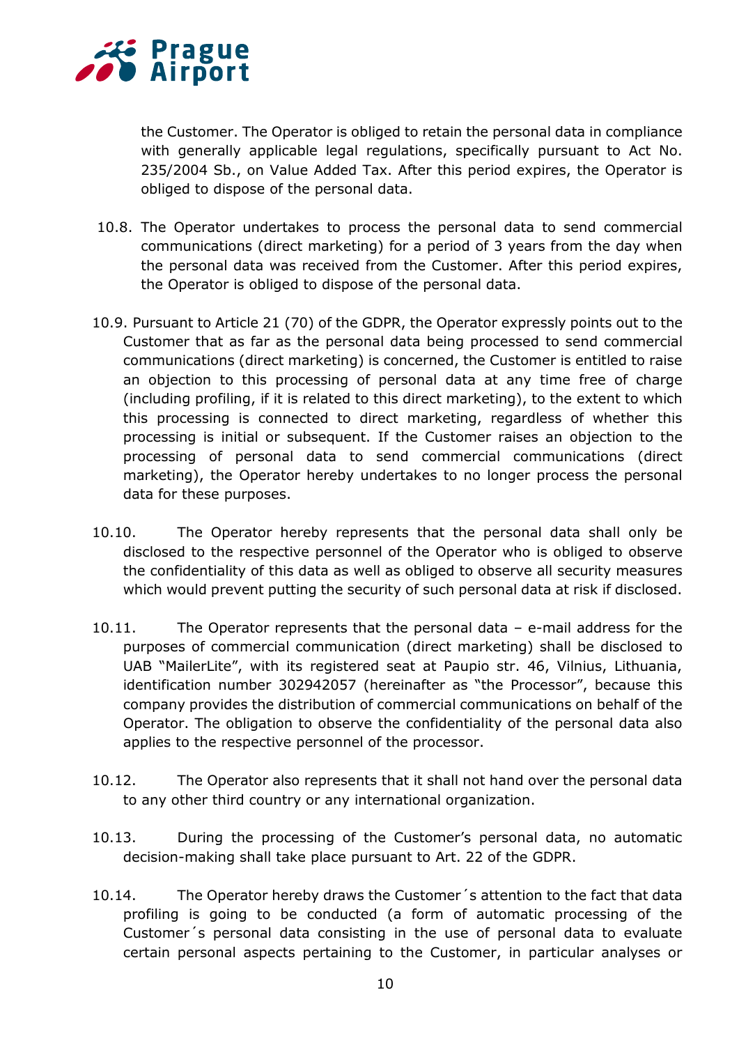the Customer. The Operator is obliged to retain the personal data in compliance with generally applicable legal regulations, specifically pursuant to Act No. 235/2004 Sb., on Value Added Tax. After this period expires, the Operator is obliged to dispose of the personal data.

10.8. The Operator undertakes to process the personal data to send commercial communications (direct marketing) for a period of 3 years from the day when the personal data was received from the Customer. After this period expires, the Operator is obliged to dispose of the personal data.

10.9. Pursuant to Article 21 (70) of the GDPR, the Operator expressly points out to the Customer that as far as the personal data being processed to send commercial communications (direct marketing) is concerned, the Customer is entitled to raise an objection to this processing of personal data at any time free of charge (including profiling, if it is related to this direct marketing), to the extent to which this processing is connected to direct marketing, regardless of whether this processing is initial or subsequent. If the Customer raises an objection to the processing of personal data to send commercial communications (direct marketing), the Operator hereby undertakes to no longer process the personal data for these purposes.

10.10. The Operator hereby represents that the personal data shall only be disclosed to the respective personnel of the Operator who is obliged to observe the confidentiality of this data as well as obliged to observe all security measures which would prevent putting the security of such personal data at risk if disclosed.

10.11. The Operator represents that the personal data – e-mail address for the purposes of commercial communication (direct marketing) shall be disclosed to UAB "MailerLite", with its registered seat at Paupio str. 46, Vilnius, Lithuania, identification number 302942057 (hereinafter as "the Processor", because this company provides the distribution of commercial communications on behalf of the Operator. The obligation to observe the confidentiality of the personal data also applies to the respective personnel of the processor.

10.12. The Operator also represents that it shall not hand over the personal data to any other third country or any international organization.

10.13. During the processing of the Customer's personal data, no automatic decision-making shall take place pursuant to Art. 22 of the GDPR.

10.14. The Operator hereby draws the Customer´s attention to the fact that data profiling is going to be conducted (a form of automatic processing of the Customer´s personal data consisting in the use of personal data to evaluate certain personal aspects pertaining to the Customer, in particular analyses or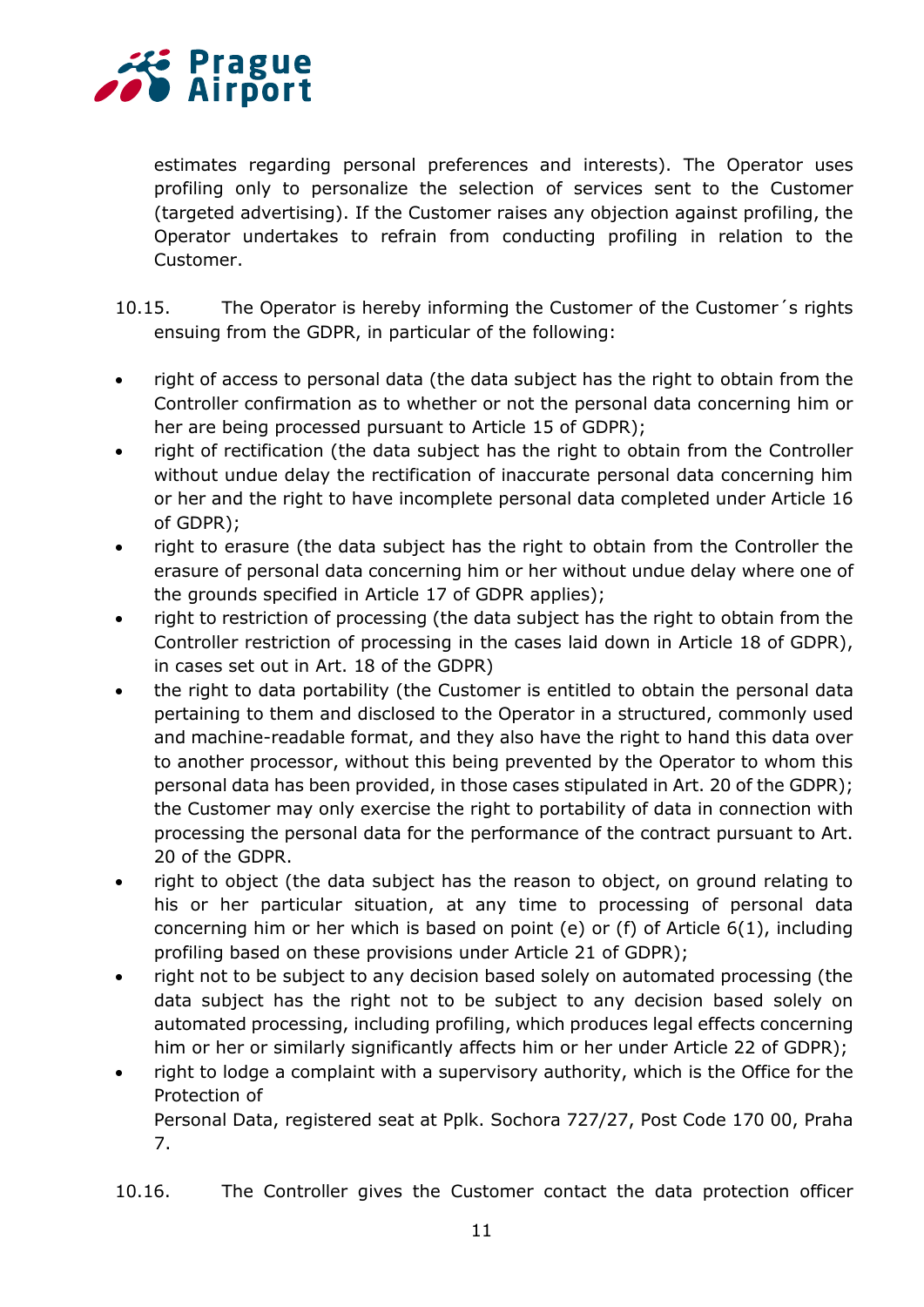estimates regarding personal preferences and interests). The Operator uses profiling only to personalize the selection of services sent to the Customer (targeted advertising). If the Customer raises any objection against profiling, the Operator undertakes to refrain from conducting profiling in relation to the Customer.

10.15. The Operator is hereby informing the Customer of the Customer´s rights ensuing from the GDPR, in particular of the following:

- right of access to personal data (the data subject has the right to obtain from the Controller confirmation as to whether or not the personal data concerning him or her are being processed pursuant to Article 15 of GDPR);
- right of rectification (the data subject has the right to obtain from the Controller without undue delay the rectification of inaccurate personal data concerning him or her and the right to have incomplete personal data completed under Article 16 of GDPR);
- right to erasure (the data subject has the right to obtain from the Controller the erasure of personal data concerning him or her without undue delay where one of the grounds specified in Article 17 of GDPR applies);
- right to restriction of processing (the data subject has the right to obtain from the Controller restriction of processing in the cases laid down in Article 18 of GDPR), in cases set out in Art. 18 of the GDPR)
- the right to data portability (the Customer is entitled to obtain the personal data pertaining to them and disclosed to the Operator in a structured, commonly used and machine-readable format, and they also have the right to hand this data over to another processor, without this being prevented by the Operator to whom this personal data has been provided, in those cases stipulated in Art. 20 of the GDPR); the Customer may only exercise the right to portability of data in connection with processing the personal data for the performance of the contract pursuant to Art. 20 of the GDPR.
- right to object (the data subject has the reason to object, on ground relating to his or her particular situation, at any time to processing of personal data concerning him or her which is based on point (e) or (f) of Article 6(1), including profiling based on these provisions under Article 21 of GDPR);
- right not to be subject to any decision based solely on automated processing (the data subject has the right not to be subject to any decision based solely on automated processing, including profiling, which produces legal effects concerning him or her or similarly significantly affects him or her under Article 22 of GDPR);
- right to lodge a complaint with a supervisory authority, which is the Office for the Protection of Personal Data, registered seat at Pplk. Sochora 727/27, Post Code 170 00, Praha 7.

10.16. The Controller gives the Customer contact the data protection officer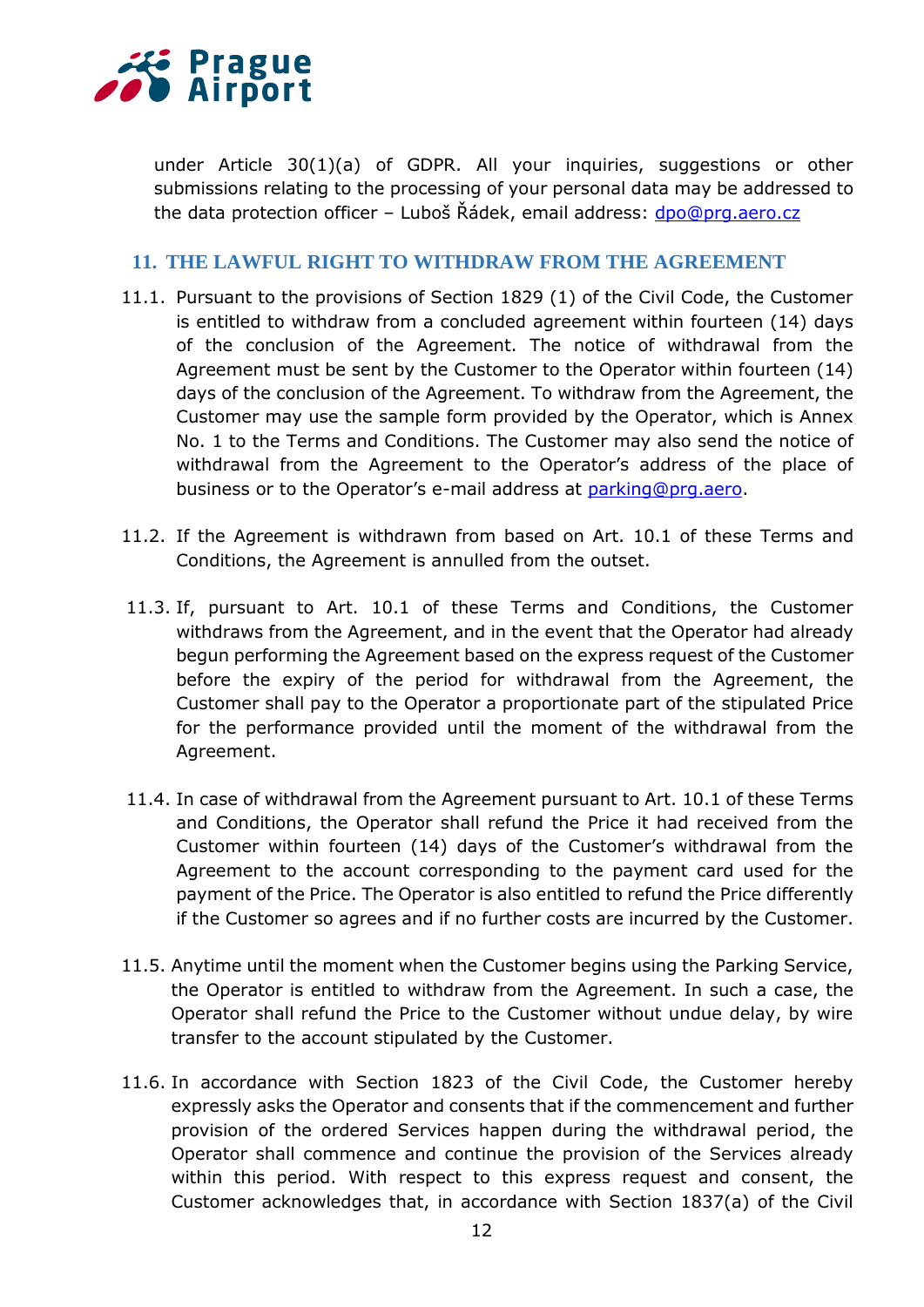under Article 30(1)(a) of GDPR. All your inquiries, suggestions or other submissions relating to the processing of your personal data may be addressed to the data protection officer – Luboš Řádek, email address: dpo@prg.aero.cz

## 11. THE LAWFUL RIGHT TO WITHDRAW FROM THE AGREEMENT

11.1. Pursuant to the provisions of Section 1829 (1) of the Civil Code, the Customer is entitled to withdraw from a concluded agreement within fourteen (14) days of the conclusion of the Agreement. The notice of withdrawal from the Agreement must be sent by the Customer to the Operator within fourteen (14) days of the conclusion of the Agreement. To withdraw from the Agreement, the Customer may use the sample form provided by the Operator, which is Annex No. 1 to the Terms and Conditions. The Customer may also send the notice of withdrawal from the Agreement to the Operator's address of the place of business or to the Operator's e-mail address at parking@prg.aero.

11.2. If the Agreement is withdrawn from based on Art. 10.1 of these Terms and Conditions, the Agreement is annulled from the outset.

11.3. If, pursuant to Art. 10.1 of these Terms and Conditions, the Customer withdraws from the Agreement, and in the event that the Operator had already begun performing the Agreement based on the express request of the Customer before the expiry of the period for withdrawal from the Agreement, the Customer shall pay to the Operator a proportionate part of the stipulated Price for the performance provided until the moment of the withdrawal from the Agreement.

11.4. In case of withdrawal from the Agreement pursuant to Art. 10.1 of these Terms and Conditions, the Operator shall refund the Price it had received from the Customer within fourteen (14) days of the Customer's withdrawal from the Agreement to the account corresponding to the payment card used for the payment of the Price. The Operator is also entitled to refund the Price differently if the Customer so agrees and if no further costs are incurred by the Customer.

11.5. Anytime until the moment when the Customer begins using the Parking Service, the Operator is entitled to withdraw from the Agreement. In such a case, the Operator shall refund the Price to the Customer without undue delay, by wire transfer to the account stipulated by the Customer.

11.6. In accordance with Section 1823 of the Civil Code, the Customer hereby expressly asks the Operator and consents that if the commencement and further provision of the ordered Services happen during the withdrawal period, the Operator shall commence and continue the provision of the Services already within this period. With respect to this express request and consent, the Customer acknowledges that, in accordance with Section 1837(a) of the Civil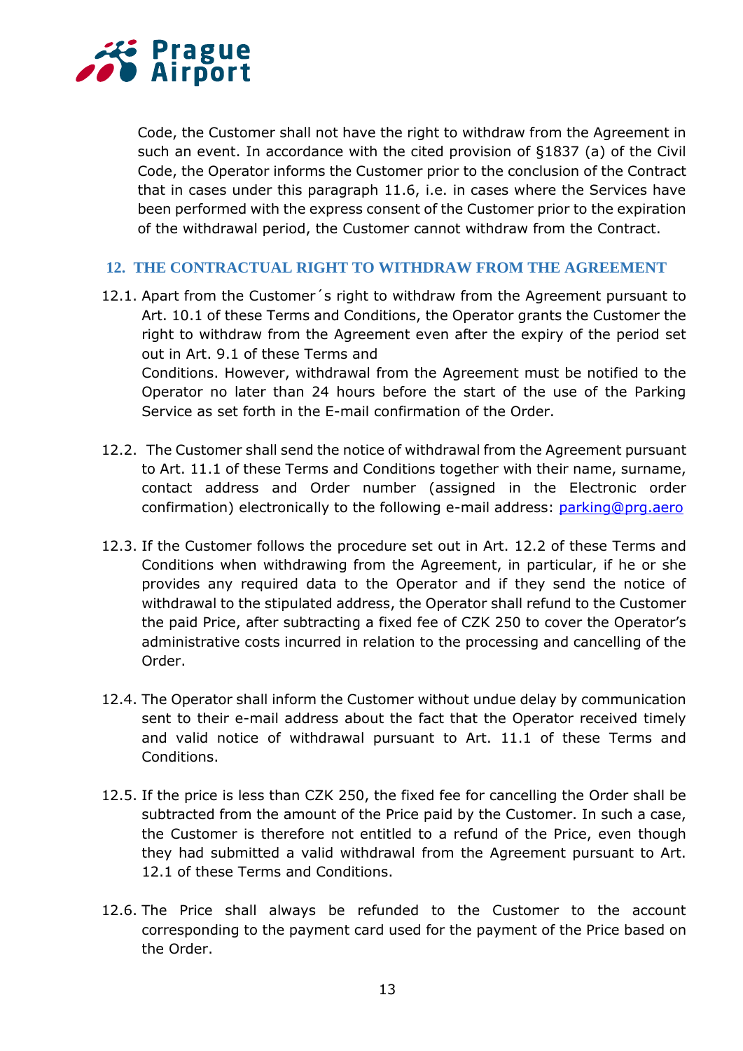Code, the Customer shall not have the right to withdraw from the Agreement in such an event. In accordance with the cited provision of §1837 (a) of the Civil Code, the Operator informs the Customer prior to the conclusion of the Contract that in cases under this paragraph 11.6, i.e. in cases where the Services have been performed with the express consent of the Customer prior to the expiration of the withdrawal period, the Customer cannot withdraw from the Contract.

## 12. THE CONTRACTUAL RIGHT TO WITHDRAW FROM THE AGREEMENT

12.1. Apart from the Customer´s right to withdraw from the Agreement pursuant to Art. 10.1 of these Terms and Conditions, the Operator grants the Customer the right to withdraw from the Agreement even after the expiry of the period set out in Art. 9.1 of these Terms and Conditions. However, withdrawal from the Agreement must be notified to the Operator no later than 24 hours before the start of the use of the Parking Service as set forth in the E-mail confirmation of the Order.

12.2. The Customer shall send the notice of withdrawal from the Agreement pursuant to Art. 11.1 of these Terms and Conditions together with their name, surname, contact address and Order number (assigned in the Electronic order confirmation) electronically to the following e-mail address: parking@prg.aero

12.3. If the Customer follows the procedure set out in Art. 12.2 of these Terms and Conditions when withdrawing from the Agreement, in particular, if he or she provides any required data to the Operator and if they send the notice of withdrawal to the stipulated address, the Operator shall refund to the Customer the paid Price, after subtracting a fixed fee of CZK 250 to cover the Operator's administrative costs incurred in relation to the processing and cancelling of the Order.

12.4. The Operator shall inform the Customer without undue delay by communication sent to their e-mail address about the fact that the Operator received timely and valid notice of withdrawal pursuant to Art. 11.1 of these Terms and Conditions.

12.5. If the price is less than CZK 250, the fixed fee for cancelling the Order shall be subtracted from the amount of the Price paid by the Customer. In such a case, the Customer is therefore not entitled to a refund of the Price, even though they had submitted a valid withdrawal from the Agreement pursuant to Art. 12.1 of these Terms and Conditions.

12.6. The Price shall always be refunded to the Customer to the account corresponding to the payment card used for the payment of the Price based on the Order.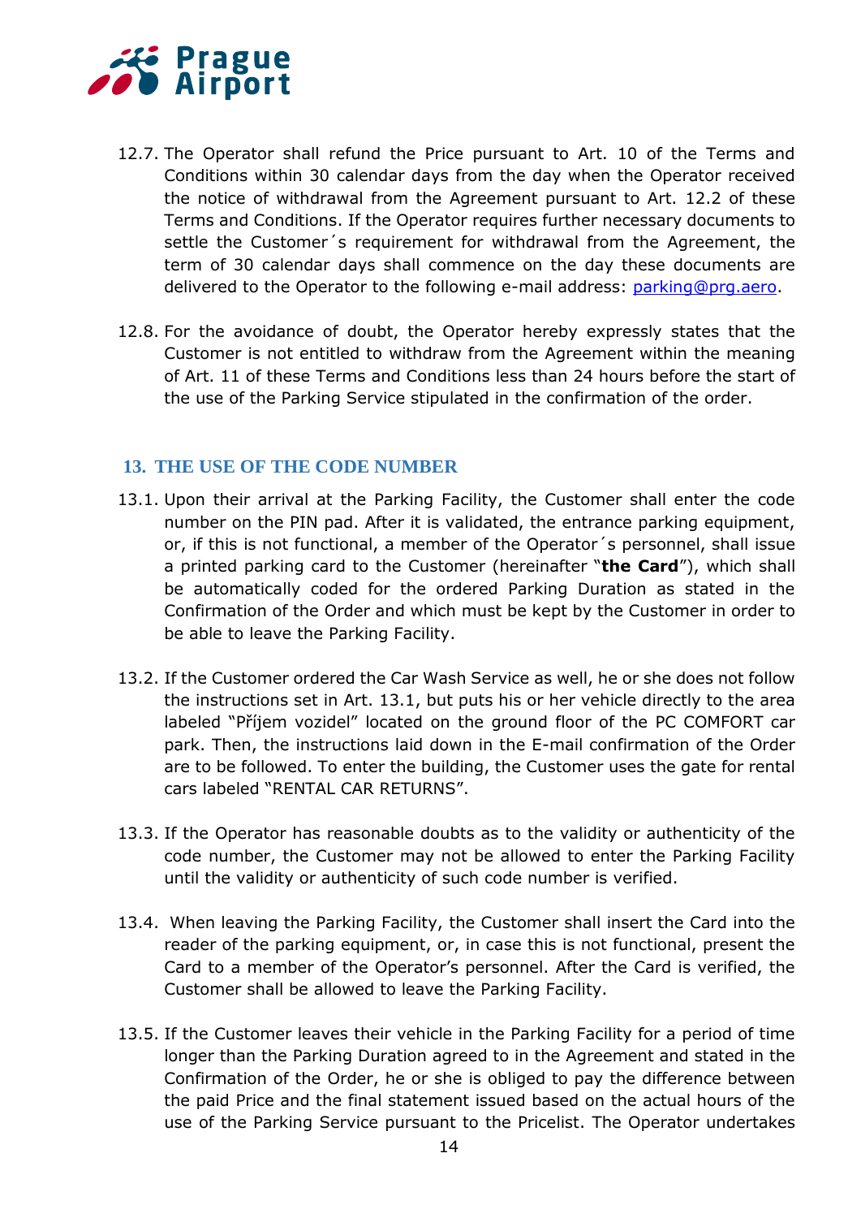12.7. The Operator shall refund the Price pursuant to Art. 10 of the Terms and Conditions within 30 calendar days from the day when the Operator received the notice of withdrawal from the Agreement pursuant to Art. 12.2 of these Terms and Conditions. If the Operator requires further necessary documents to settle the Customer´s requirement for withdrawal from the Agreement, the term of 30 calendar days shall commence on the day these documents are delivered to the Operator to the following e-mail address: parking@prg.aero.

12.8. For the avoidance of doubt, the Operator hereby expressly states that the Customer is not entitled to withdraw from the Agreement within the meaning of Art. 11 of these Terms and Conditions less than 24 hours before the start of the use of the Parking Service stipulated in the confirmation of the order.

## 13. THE USE OF THE CODE NUMBER

13.1. Upon their arrival at the Parking Facility, the Customer shall enter the code number on the PIN pad. After it is validated, the entrance parking equipment, or, if this is not functional, a member of the Operator´s personnel, shall issue a printed parking card to the Customer (hereinafter "**the Card**"), which shall be automatically coded for the ordered Parking Duration as stated in the Confirmation of the Order and which must be kept by the Customer in order to be able to leave the Parking Facility.

13.2. If the Customer ordered the Car Wash Service as well, he or she does not follow the instructions set in Art. 13.1, but puts his or her vehicle directly to the area labeled "Příjem vozidel" located on the ground floor of the PC COMFORT car park. Then, the instructions laid down in the E-mail confirmation of the Order are to be followed. To enter the building, the Customer uses the gate for rental cars labeled "RENTAL CAR RETURNS".

13.3. If the Operator has reasonable doubts as to the validity or authenticity of the code number, the Customer may not be allowed to enter the Parking Facility until the validity or authenticity of such code number is verified.

13.4. When leaving the Parking Facility, the Customer shall insert the Card into the reader of the parking equipment, or, in case this is not functional, present the Card to a member of the Operator's personnel. After the Card is verified, the Customer shall be allowed to leave the Parking Facility.

13.5. If the Customer leaves their vehicle in the Parking Facility for a period of time longer than the Parking Duration agreed to in the Agreement and stated in the Confirmation of the Order, he or she is obliged to pay the difference between the paid Price and the final statement issued based on the actual hours of the use of the Parking Service pursuant to the Pricelist. The Operator undertakes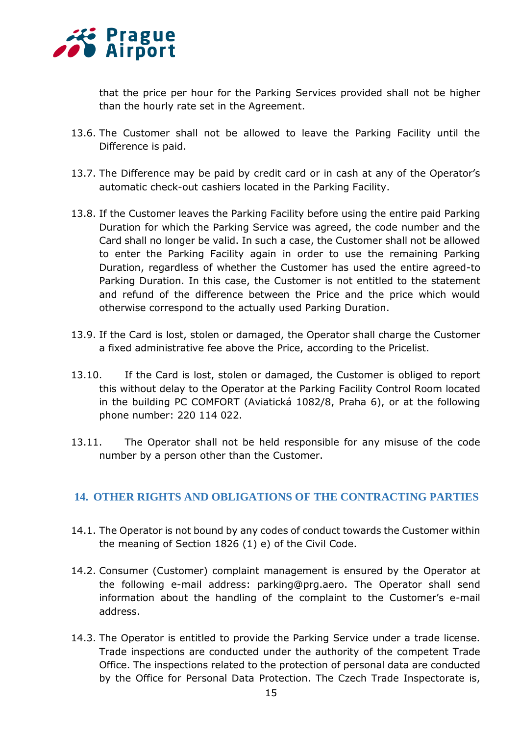that the price per hour for the Parking Services provided shall not be higher than the hourly rate set in the Agreement.

13.6. The Customer shall not be allowed to leave the Parking Facility until the Difference is paid.

13.7. The Difference may be paid by credit card or in cash at any of the Operator's automatic check-out cashiers located in the Parking Facility.

13.8. If the Customer leaves the Parking Facility before using the entire paid Parking Duration for which the Parking Service was agreed, the code number and the Card shall no longer be valid. In such a case, the Customer shall not be allowed to enter the Parking Facility again in order to use the remaining Parking Duration, regardless of whether the Customer has used the entire agreed-to Parking Duration. In this case, the Customer is not entitled to the statement and refund of the difference between the Price and the price which would otherwise correspond to the actually used Parking Duration.

13.9. If the Card is lost, stolen or damaged, the Operator shall charge the Customer a fixed administrative fee above the Price, according to the Pricelist.

13.10. If the Card is lost, stolen or damaged, the Customer is obliged to report this without delay to the Operator at the Parking Facility Control Room located in the building PC COMFORT (Aviatická 1082/8, Praha 6), or at the following phone number: 220 114 022.

13.11. The Operator shall not be held responsible for any misuse of the code number by a person other than the Customer.

## 14. OTHER RIGHTS AND OBLIGATIONS OF THE CONTRACTING PARTIES

14.1. The Operator is not bound by any codes of conduct towards the Customer within the meaning of Section 1826 (1) e) of the Civil Code.

14.2. Consumer (Customer) complaint management is ensured by the Operator at the following e-mail address: parking@prg.aero. The Operator shall send information about the handling of the complaint to the Customer's e-mail address.

14.3. The Operator is entitled to provide the Parking Service under a trade license. Trade inspections are conducted under the authority of the competent Trade Office. The inspections related to the protection of personal data are conducted by the Office for Personal Data Protection. The Czech Trade Inspectorate is,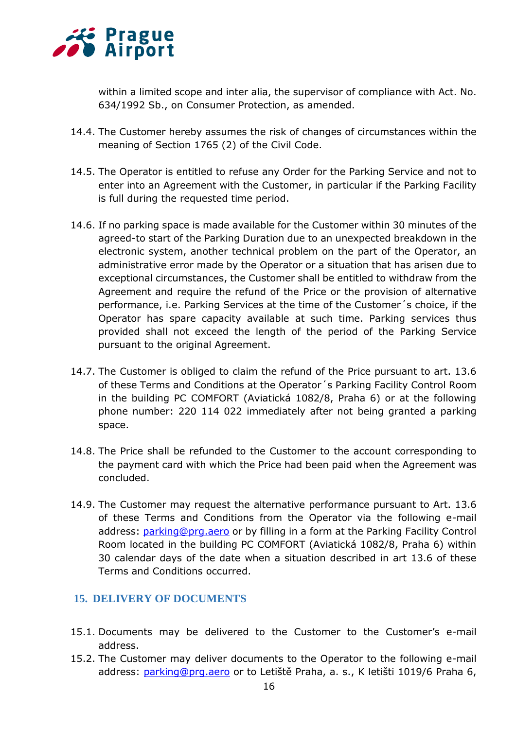within a limited scope and inter alia, the supervisor of compliance with Act. No. 634/1992 Sb., on Consumer Protection, as amended.

14.4. The Customer hereby assumes the risk of changes of circumstances within the meaning of Section 1765 (2) of the Civil Code.

14.5. The Operator is entitled to refuse any Order for the Parking Service and not to enter into an Agreement with the Customer, in particular if the Parking Facility is full during the requested time period.

14.6. If no parking space is made available for the Customer within 30 minutes of the agreed-to start of the Parking Duration due to an unexpected breakdown in the electronic system, another technical problem on the part of the Operator, an administrative error made by the Operator or a situation that has arisen due to exceptional circumstances, the Customer shall be entitled to withdraw from the Agreement and require the refund of the Price or the provision of alternative performance, i.e. Parking Services at the time of the Customer´s choice, if the Operator has spare capacity available at such time. Parking services thus provided shall not exceed the length of the period of the Parking Service pursuant to the original Agreement.

14.7. The Customer is obliged to claim the refund of the Price pursuant to art. 13.6 of these Terms and Conditions at the Operator´s Parking Facility Control Room in the building PC COMFORT (Aviatická 1082/8, Praha 6) or at the following phone number: 220 114 022 immediately after not being granted a parking space.

14.8. The Price shall be refunded to the Customer to the account corresponding to the payment card with which the Price had been paid when the Agreement was concluded.

14.9. The Customer may request the alternative performance pursuant to Art. 13.6 of these Terms and Conditions from the Operator via the following e-mail address: parking@prg.aero or by filling in a form at the Parking Facility Control Room located in the building PC COMFORT (Aviatická 1082/8, Praha 6) within 30 calendar days of the date when a situation described in art 13.6 of these Terms and Conditions occurred.

## 15. DELIVERY OF DOCUMENTS

15.1. Documents may be delivered to the Customer to the Customer's e-mail address.

15.2. The Customer may deliver documents to the Operator to the following e-mail address: parking@prg.aero or to Letiště Praha, a. s., K letišti 1019/6 Praha 6,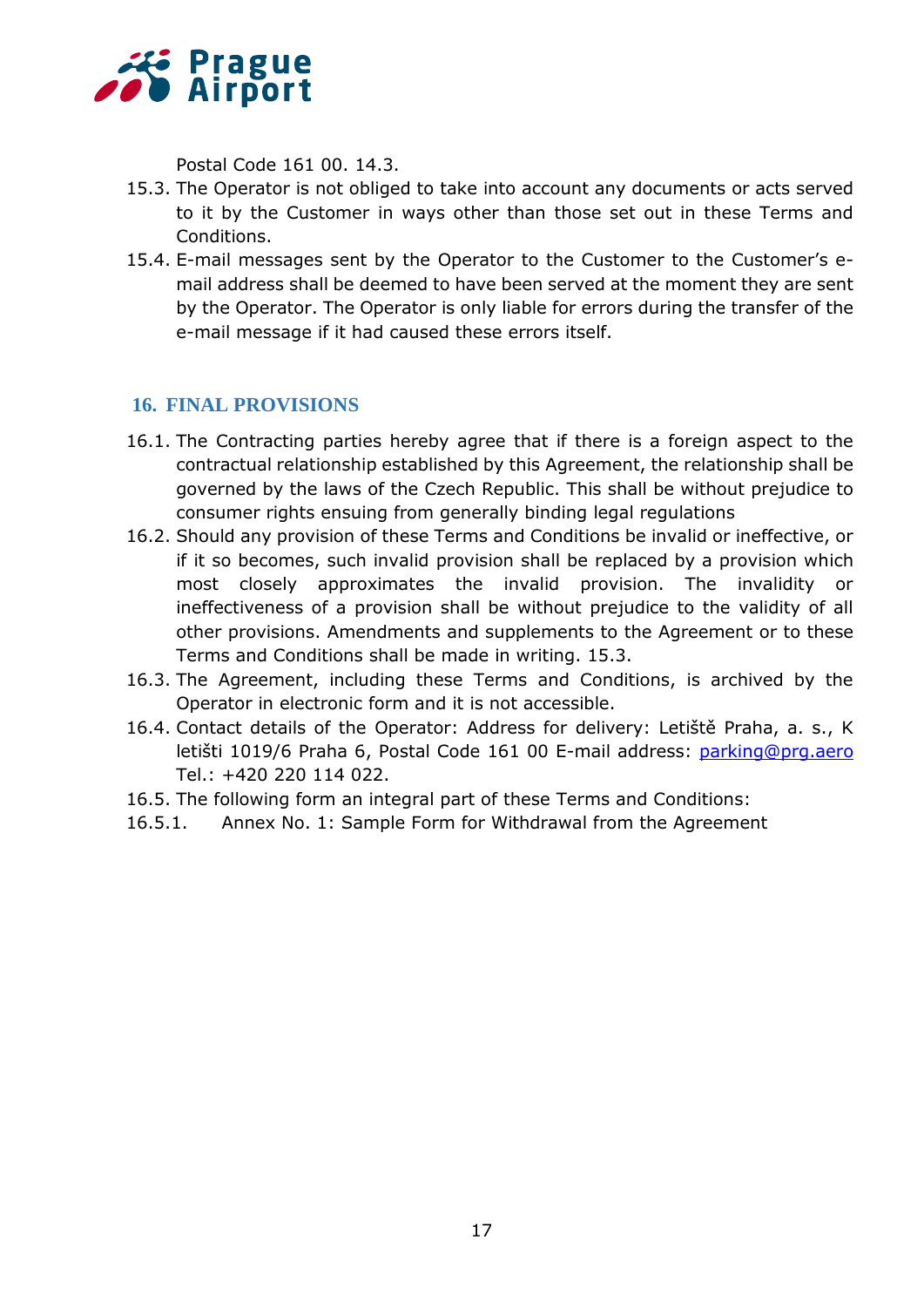Postal Code 161 00. 14.3.

15.3. The Operator is not obliged to take into account any documents or acts served to it by the Customer in ways other than those set out in these Terms and Conditions.

15.4. E-mail messages sent by the Operator to the Customer to the Customer's e-mail address shall be deemed to have been served at the moment they are sent by the Operator. The Operator is only liable for errors during the transfer of the e-mail message if it had caused these errors itself.

## 16. FINAL PROVISIONS

16.1. The Contracting parties hereby agree that if there is a foreign aspect to the contractual relationship established by this Agreement, the relationship shall be governed by the laws of the Czech Republic. This shall be without prejudice to consumer rights ensuing from generally binding legal regulations

16.2. Should any provision of these Terms and Conditions be invalid or ineffective, or if it so becomes, such invalid provision shall be replaced by a provision which most closely approximates the invalid provision. The invalidity or ineffectiveness of a provision shall be without prejudice to the validity of all other provisions. Amendments and supplements to the Agreement or to these Terms and Conditions shall be made in writing. 15.3.

16.3. The Agreement, including these Terms and Conditions, is archived by the Operator in electronic form and it is not accessible.

16.4. Contact details of the Operator: Address for delivery: Letiště Praha, a. s., K letišti 1019/6 Praha 6, Postal Code 161 00 E-mail address: parking@prg.aero Tel.: +420 220 114 022.

16.5. The following form an integral part of these Terms and Conditions:

16.5.1. Annex No. 1: Sample Form for Withdrawal from the Agreement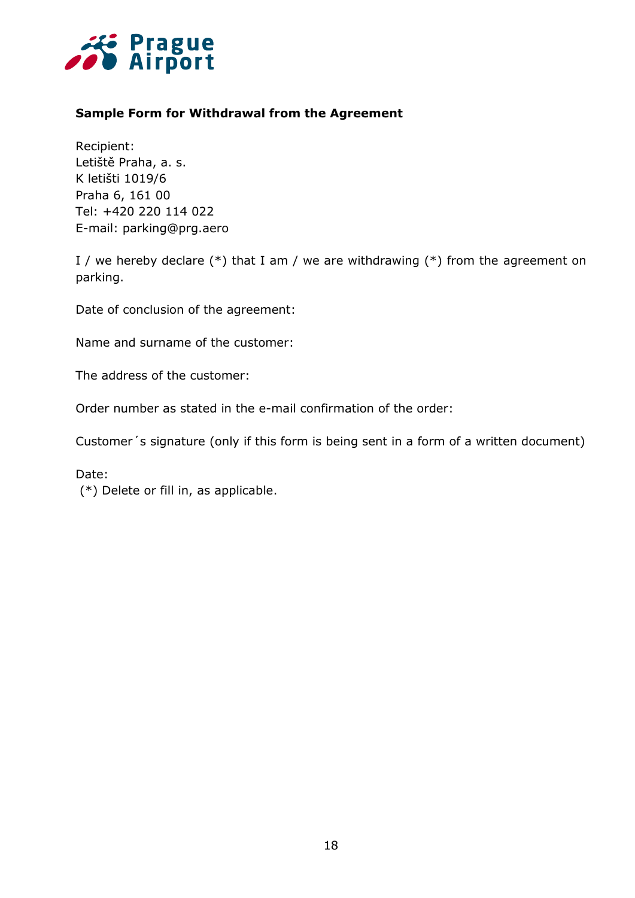**Sample Form for Withdrawal from the Agreement**

Recipient:  
Letiště Praha, a. s.  
K letišti 1019/6  
Praha 6, 161 00  
Tel: +420 220 114 022  
E-mail: parking@prg.aero

I / we hereby declare (*) that I am / we are withdrawing (*) from the agreement on parking.

Date of conclusion of the agreement:

Name and surname of the customer:

The address of the customer:

Order number as stated in the e-mail confirmation of the order:

Customer´s signature (only if this form is being sent in a form of a written document)

Date:  
(*) Delete or fill in, as applicable.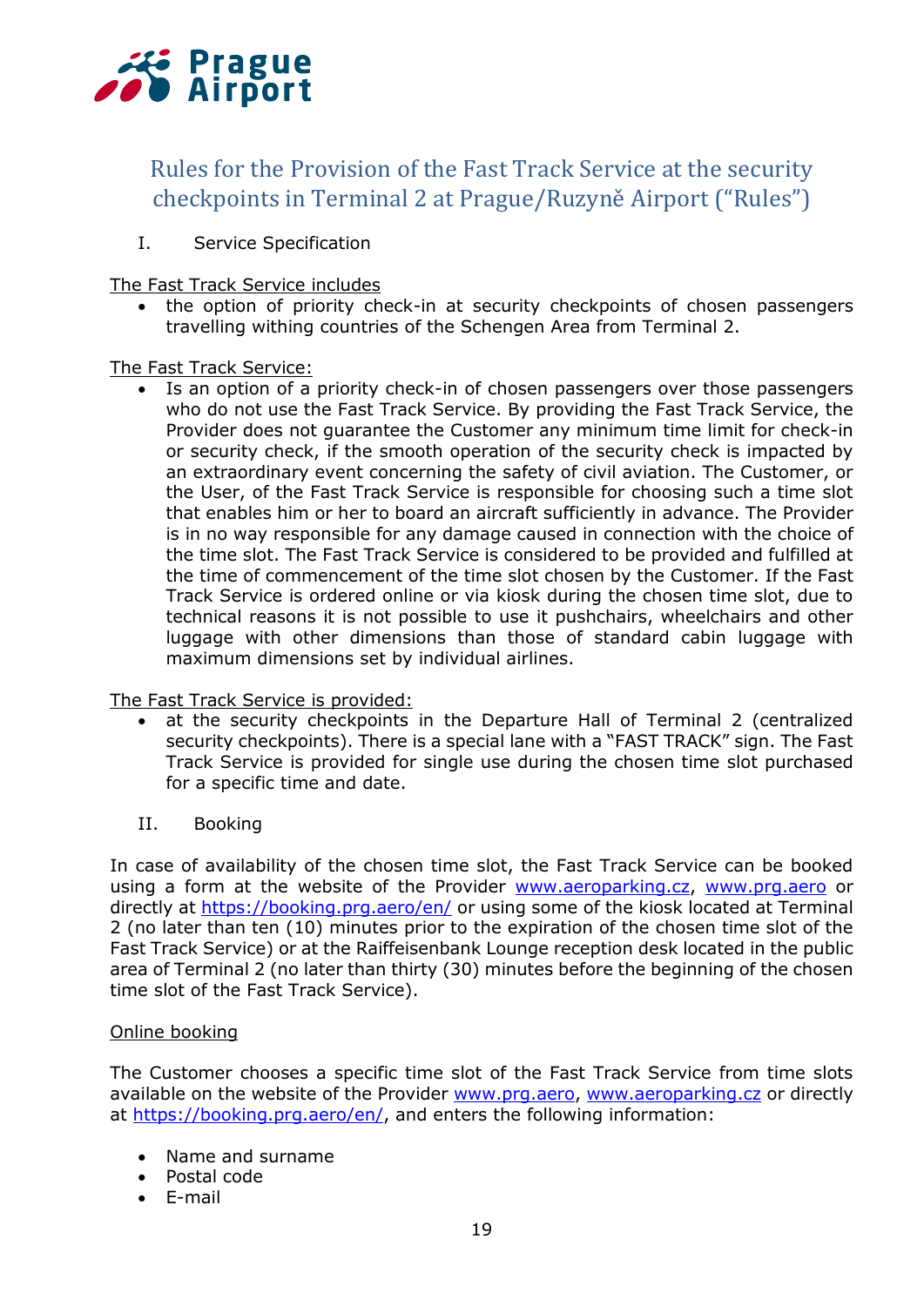## Rules for the Provision of the Fast Track Service at the security checkpoints in Terminal 2 at Prague/Ruzyně Airport ("Rules")

I. Service Specification

The Fast Track Service includes

- the option of priority check-in at security checkpoints of chosen passengers travelling withing countries of the Schengen Area from Terminal 2.

The Fast Track Service:

- Is an option of a priority check-in of chosen passengers over those passengers who do not use the Fast Track Service. By providing the Fast Track Service, the Provider does not guarantee the Customer any minimum time limit for check-in or security check, if the smooth operation of the security check is impacted by an extraordinary event concerning the safety of civil aviation. The Customer, or the User, of the Fast Track Service is responsible for choosing such a time slot that enables him or her to board an aircraft sufficiently in advance. The Provider is in no way responsible for any damage caused in connection with the choice of the time slot. The Fast Track Service is considered to be provided and fulfilled at the time of commencement of the time slot chosen by the Customer. If the Fast Track Service is ordered online or via kiosk during the chosen time slot, due to technical reasons it is not possible to use it pushchairs, wheelchairs and other luggage with other dimensions than those of standard cabin luggage with maximum dimensions set by individual airlines.

The Fast Track Service is provided:

- at the security checkpoints in the Departure Hall of Terminal 2 (centralized security checkpoints). There is a special lane with a "FAST TRACK" sign. The Fast Track Service is provided for single use during the chosen time slot purchased for a specific time and date.

II. Booking

In case of availability of the chosen time slot, the Fast Track Service can be booked using a form at the website of the Provider www.aeroparking.cz, www.prg.aero or directly at https://booking.prg.aero/en/ or using some of the kiosk located at Terminal 2 (no later than ten (10) minutes prior to the expiration of the chosen time slot of the Fast Track Service) or at the Raiffeisenbank Lounge reception desk located in the public area of Terminal 2 (no later than thirty (30) minutes before the beginning of the chosen time slot of the Fast Track Service).

Online booking

The Customer chooses a specific time slot of the Fast Track Service from time slots available on the website of the Provider www.prg.aero, www.aeroparking.cz or directly at https://booking.prg.aero/en/, and enters the following information:

- Name and surname
- Postal code
- E-mail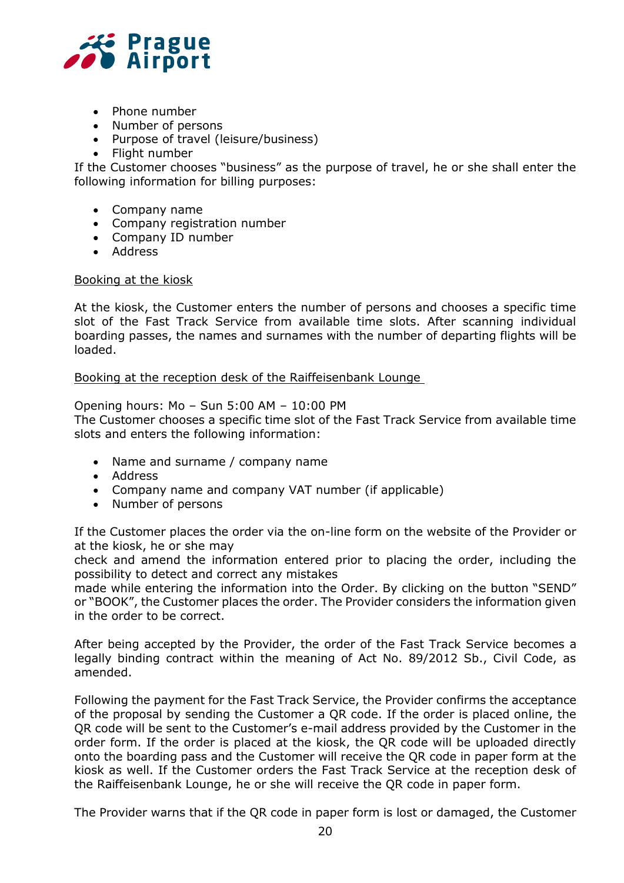- Phone number
- Number of persons
- Purpose of travel (leisure/business)
- Flight number

If the Customer chooses "business" as the purpose of travel, he or she shall enter the following information for billing purposes:

- Company name
- Company registration number
- Company ID number
- Address

Booking at the kiosk

At the kiosk, the Customer enters the number of persons and chooses a specific time slot of the Fast Track Service from available time slots. After scanning individual boarding passes, the names and surnames with the number of departing flights will be loaded.

Booking at the reception desk of the Raiffeisenbank Lounge

Opening hours: Mo – Sun 5:00 AM – 10:00 PM
The Customer chooses a specific time slot of the Fast Track Service from available time slots and enters the following information:

- Name and surname / company name
- Address
- Company name and company VAT number (if applicable)
- Number of persons

If the Customer places the order via the on-line form on the website of the Provider or at the kiosk, he or she may check and amend the information entered prior to placing the order, including the possibility to detect and correct any mistakes made while entering the information into the Order. By clicking on the button "SEND" or "BOOK", the Customer places the order. The Provider considers the information given in the order to be correct.

After being accepted by the Provider, the order of the Fast Track Service becomes a legally binding contract within the meaning of Act No. 89/2012 Sb., Civil Code, as amended.

Following the payment for the Fast Track Service, the Provider confirms the acceptance of the proposal by sending the Customer a QR code. If the order is placed online, the QR code will be sent to the Customer's e-mail address provided by the Customer in the order form. If the order is placed at the kiosk, the QR code will be uploaded directly onto the boarding pass and the Customer will receive the QR code in paper form at the kiosk as well. If the Customer orders the Fast Track Service at the reception desk of the Raiffeisenbank Lounge, he or she will receive the QR code in paper form.

The Provider warns that if the QR code in paper form is lost or damaged, the Customer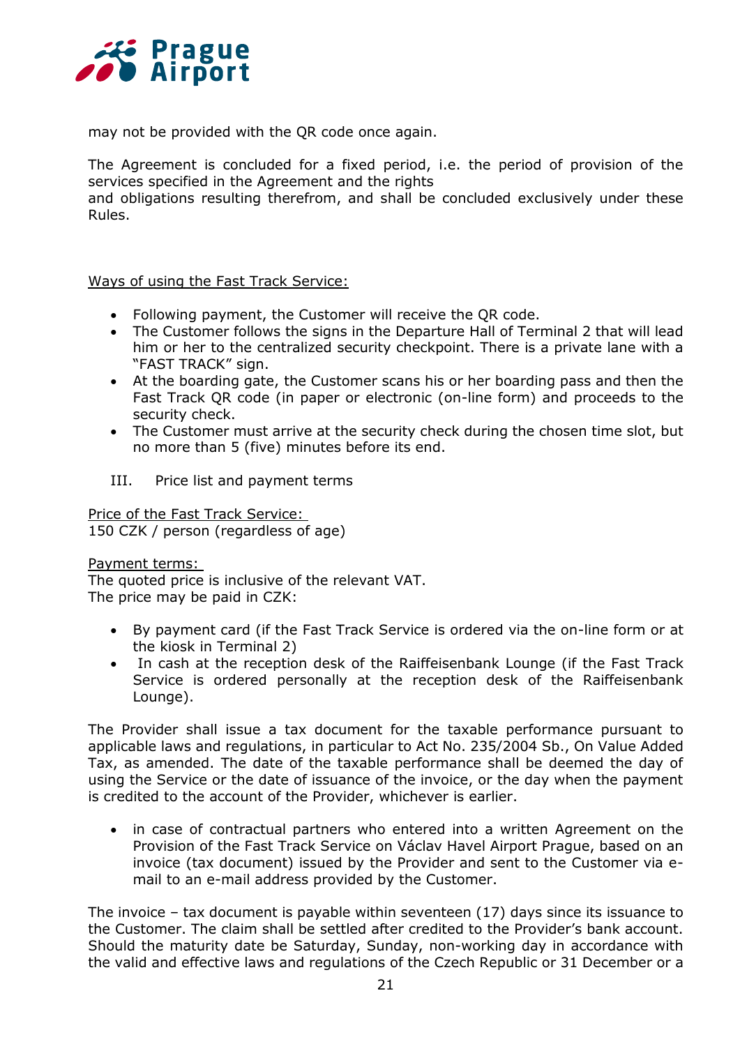may not be provided with the QR code once again.

The Agreement is concluded for a fixed period, i.e. the period of provision of the services specified in the Agreement and the rights
and obligations resulting therefrom, and shall be concluded exclusively under these Rules.

Ways of using the Fast Track Service:

- Following payment, the Customer will receive the QR code.
- The Customer follows the signs in the Departure Hall of Terminal 2 that will lead him or her to the centralized security checkpoint. There is a private lane with a "FAST TRACK" sign.
- At the boarding gate, the Customer scans his or her boarding pass and then the Fast Track QR code (in paper or electronic (on-line form) and proceeds to the security check.
- The Customer must arrive at the security check during the chosen time slot, but no more than 5 (five) minutes before its end.

III. Price list and payment terms

Price of the Fast Track Service:
150 CZK / person (regardless of age)

Payment terms:
The quoted price is inclusive of the relevant VAT.
The price may be paid in CZK:

- By payment card (if the Fast Track Service is ordered via the on-line form or at the kiosk in Terminal 2)
- In cash at the reception desk of the Raiffeisenbank Lounge (if the Fast Track Service is ordered personally at the reception desk of the Raiffeisenbank Lounge).

The Provider shall issue a tax document for the taxable performance pursuant to applicable laws and regulations, in particular to Act No. 235/2004 Sb., On Value Added Tax, as amended. The date of the taxable performance shall be deemed the day of using the Service or the date of issuance of the invoice, or the day when the payment is credited to the account of the Provider, whichever is earlier.

- in case of contractual partners who entered into a written Agreement on the Provision of the Fast Track Service on Václav Havel Airport Prague, based on an invoice (tax document) issued by the Provider and sent to the Customer via e-mail to an e-mail address provided by the Customer.

The invoice – tax document is payable within seventeen (17) days since its issuance to the Customer. The claim shall be settled after credited to the Provider's bank account. Should the maturity date be Saturday, Sunday, non-working day in accordance with the valid and effective laws and regulations of the Czech Republic or 31 December or a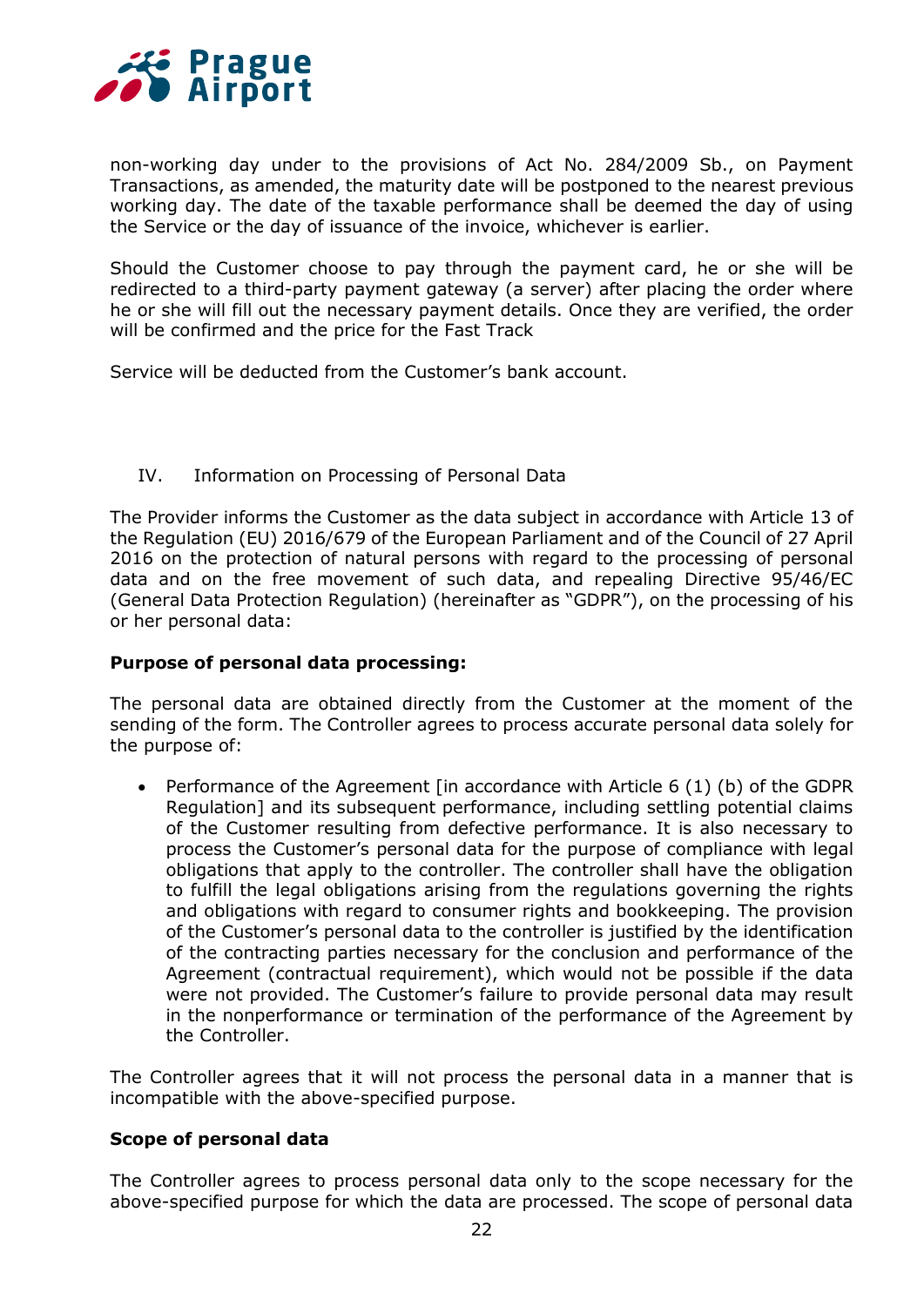non-working day under to the provisions of Act No. 284/2009 Sb., on Payment Transactions, as amended, the maturity date will be postponed to the nearest previous working day. The date of the taxable performance shall be deemed the day of using the Service or the day of issuance of the invoice, whichever is earlier.

Should the Customer choose to pay through the payment card, he or she will be redirected to a third-party payment gateway (a server) after placing the order where he or she will fill out the necessary payment details. Once they are verified, the order will be confirmed and the price for the Fast Track

Service will be deducted from the Customer's bank account.

## IV. Information on Processing of Personal Data

The Provider informs the Customer as the data subject in accordance with Article 13 of the Regulation (EU) 2016/679 of the European Parliament and of the Council of 27 April 2016 on the protection of natural persons with regard to the processing of personal data and on the free movement of such data, and repealing Directive 95/46/EC (General Data Protection Regulation) (hereinafter as "GDPR"), on the processing of his or her personal data:

**Purpose of personal data processing:**

The personal data are obtained directly from the Customer at the moment of the sending of the form. The Controller agrees to process accurate personal data solely for the purpose of:

- Performance of the Agreement [in accordance with Article 6 (1) (b) of the GDPR Regulation] and its subsequent performance, including settling potential claims of the Customer resulting from defective performance. It is also necessary to process the Customer's personal data for the purpose of compliance with legal obligations that apply to the controller. The controller shall have the obligation to fulfill the legal obligations arising from the regulations governing the rights and obligations with regard to consumer rights and bookkeeping. The provision of the Customer's personal data to the controller is justified by the identification of the contracting parties necessary for the conclusion and performance of the Agreement (contractual requirement), which would not be possible if the data were not provided. The Customer's failure to provide personal data may result in the nonperformance or termination of the performance of the Agreement by the Controller.

The Controller agrees that it will not process the personal data in a manner that is incompatible with the above-specified purpose.

**Scope of personal data**

The Controller agrees to process personal data only to the scope necessary for the above-specified purpose for which the data are processed. The scope of personal data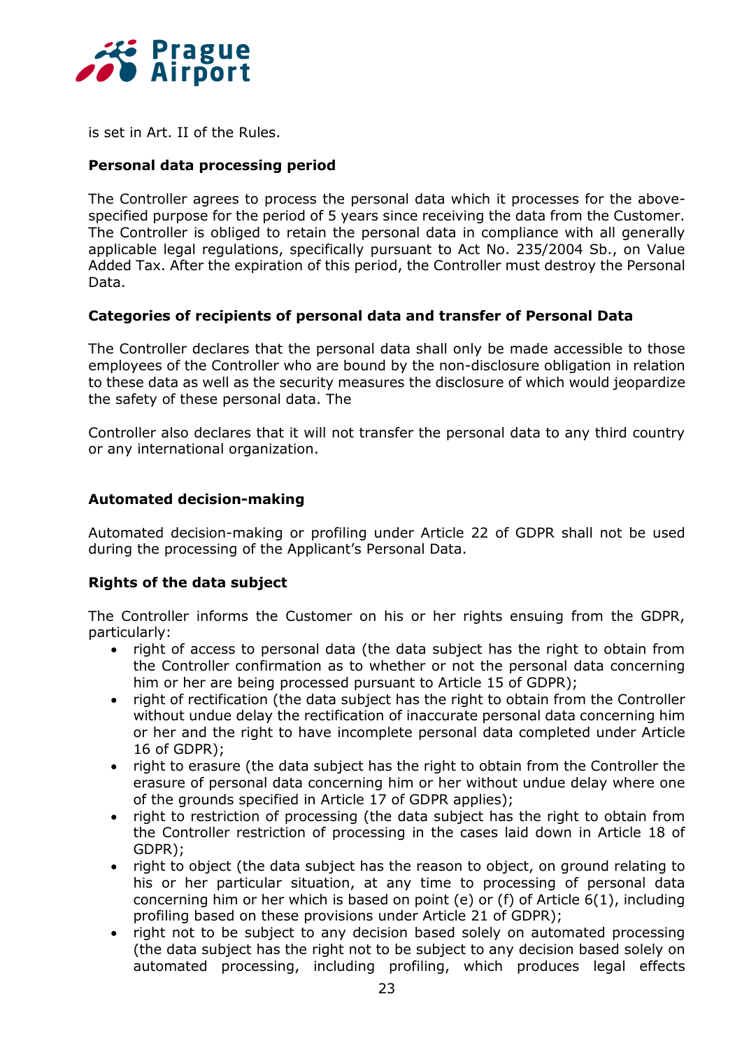is set in Art. II of the Rules.

**Personal data processing period**

The Controller agrees to process the personal data which it processes for the above-specified purpose for the period of 5 years since receiving the data from the Customer. The Controller is obliged to retain the personal data in compliance with all generally applicable legal regulations, specifically pursuant to Act No. 235/2004 Sb., on Value Added Tax. After the expiration of this period, the Controller must destroy the Personal Data.

**Categories of recipients of personal data and transfer of Personal Data**

The Controller declares that the personal data shall only be made accessible to those employees of the Controller who are bound by the non-disclosure obligation in relation to these data as well as the security measures the disclosure of which would jeopardize the safety of these personal data. The

Controller also declares that it will not transfer the personal data to any third country or any international organization.

**Automated decision-making**

Automated decision-making or profiling under Article 22 of GDPR shall not be used during the processing of the Applicant's Personal Data.

**Rights of the data subject**

The Controller informs the Customer on his or her rights ensuing from the GDPR, particularly:

- right of access to personal data (the data subject has the right to obtain from the Controller confirmation as to whether or not the personal data concerning him or her are being processed pursuant to Article 15 of GDPR);
- right of rectification (the data subject has the right to obtain from the Controller without undue delay the rectification of inaccurate personal data concerning him or her and the right to have incomplete personal data completed under Article 16 of GDPR);
- right to erasure (the data subject has the right to obtain from the Controller the erasure of personal data concerning him or her without undue delay where one of the grounds specified in Article 17 of GDPR applies);
- right to restriction of processing (the data subject has the right to obtain from the Controller restriction of processing in the cases laid down in Article 18 of GDPR);
- right to object (the data subject has the reason to object, on ground relating to his or her particular situation, at any time to processing of personal data concerning him or her which is based on point (e) or (f) of Article 6(1), including profiling based on these provisions under Article 21 of GDPR);
- right not to be subject to any decision based solely on automated processing (the data subject has the right not to be subject to any decision based solely on automated processing, including profiling, which produces legal effects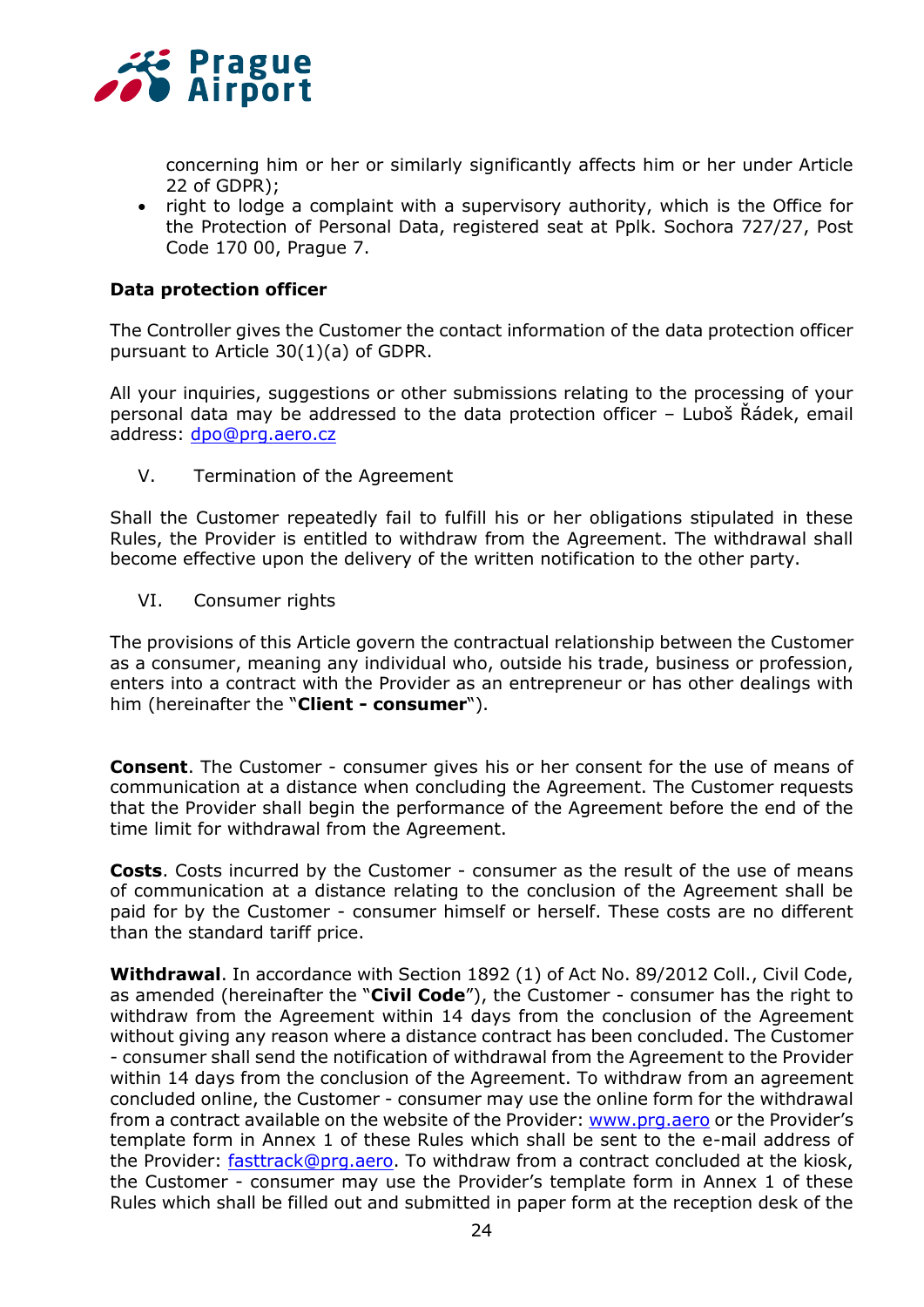concerning him or her or similarly significantly affects him or her under Article 22 of GDPR);

- right to lodge a complaint with a supervisory authority, which is the Office for the Protection of Personal Data, registered seat at Pplk. Sochora 727/27, Post Code 170 00, Prague 7.

**Data protection officer**

The Controller gives the Customer the contact information of the data protection officer pursuant to Article 30(1)(a) of GDPR.

All your inquiries, suggestions or other submissions relating to the processing of your personal data may be addressed to the data protection officer – Luboš Řádek, email address: dpo@prg.aero.cz

## V. Termination of the Agreement

Shall the Customer repeatedly fail to fulfill his or her obligations stipulated in these Rules, the Provider is entitled to withdraw from the Agreement. The withdrawal shall become effective upon the delivery of the written notification to the other party.

## VI. Consumer rights

The provisions of this Article govern the contractual relationship between the Customer as a consumer, meaning any individual who, outside his trade, business or profession, enters into a contract with the Provider as an entrepreneur or has other dealings with him (hereinafter the "**Client - consumer**").

**Consent**. The Customer - consumer gives his or her consent for the use of means of communication at a distance when concluding the Agreement. The Customer requests that the Provider shall begin the performance of the Agreement before the end of the time limit for withdrawal from the Agreement.

**Costs**. Costs incurred by the Customer - consumer as the result of the use of means of communication at a distance relating to the conclusion of the Agreement shall be paid for by the Customer - consumer himself or herself. These costs are no different than the standard tariff price.

**Withdrawal**. In accordance with Section 1892 (1) of Act No. 89/2012 Coll., Civil Code, as amended (hereinafter the "**Civil Code**"), the Customer - consumer has the right to withdraw from the Agreement within 14 days from the conclusion of the Agreement without giving any reason where a distance contract has been concluded. The Customer - consumer shall send the notification of withdrawal from the Agreement to the Provider within 14 days from the conclusion of the Agreement. To withdraw from an agreement concluded online, the Customer - consumer may use the online form for the withdrawal from a contract available on the website of the Provider: www.prg.aero or the Provider's template form in Annex 1 of these Rules which shall be sent to the e-mail address of the Provider: fasttrack@prg.aero. To withdraw from a contract concluded at the kiosk, the Customer - consumer may use the Provider's template form in Annex 1 of these Rules which shall be filled out and submitted in paper form at the reception desk of the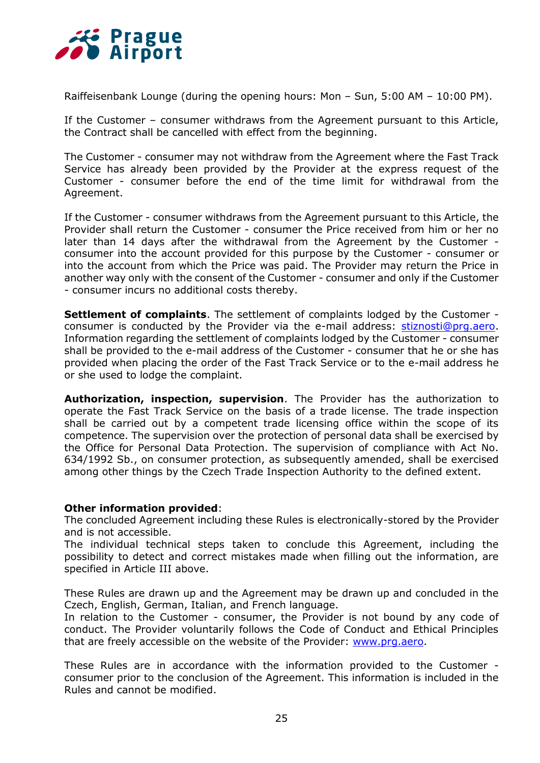Raiffeisenbank Lounge (during the opening hours: Mon – Sun, 5:00 AM – 10:00 PM).

If the Customer – consumer withdraws from the Agreement pursuant to this Article, the Contract shall be cancelled with effect from the beginning.

The Customer - consumer may not withdraw from the Agreement where the Fast Track Service has already been provided by the Provider at the express request of the Customer - consumer before the end of the time limit for withdrawal from the Agreement.

If the Customer - consumer withdraws from the Agreement pursuant to this Article, the Provider shall return the Customer - consumer the Price received from him or her no later than 14 days after the withdrawal from the Agreement by the Customer - consumer into the account provided for this purpose by the Customer - consumer or into the account from which the Price was paid. The Provider may return the Price in another way only with the consent of the Customer - consumer and only if the Customer - consumer incurs no additional costs thereby.

**Settlement of complaints**. The settlement of complaints lodged by the Customer - consumer is conducted by the Provider via the e-mail address: stiznosti@prg.aero. Information regarding the settlement of complaints lodged by the Customer - consumer shall be provided to the e-mail address of the Customer - consumer that he or she has provided when placing the order of the Fast Track Service or to the e-mail address he or she used to lodge the complaint.

**Authorization, inspection, supervision**. The Provider has the authorization to operate the Fast Track Service on the basis of a trade license. The trade inspection shall be carried out by a competent trade licensing office within the scope of its competence. The supervision over the protection of personal data shall be exercised by the Office for Personal Data Protection. The supervision of compliance with Act No. 634/1992 Sb., on consumer protection, as subsequently amended, shall be exercised among other things by the Czech Trade Inspection Authority to the defined extent.

**Other information provided**:
The concluded Agreement including these Rules is electronically-stored by the Provider and is not accessible.
The individual technical steps taken to conclude this Agreement, including the possibility to detect and correct mistakes made when filling out the information, are specified in Article III above.

These Rules are drawn up and the Agreement may be drawn up and concluded in the Czech, English, German, Italian, and French language.
In relation to the Customer - consumer, the Provider is not bound by any code of conduct. The Provider voluntarily follows the Code of Conduct and Ethical Principles that are freely accessible on the website of the Provider: www.prg.aero.

These Rules are in accordance with the information provided to the Customer - consumer prior to the conclusion of the Agreement. This information is included in the Rules and cannot be modified.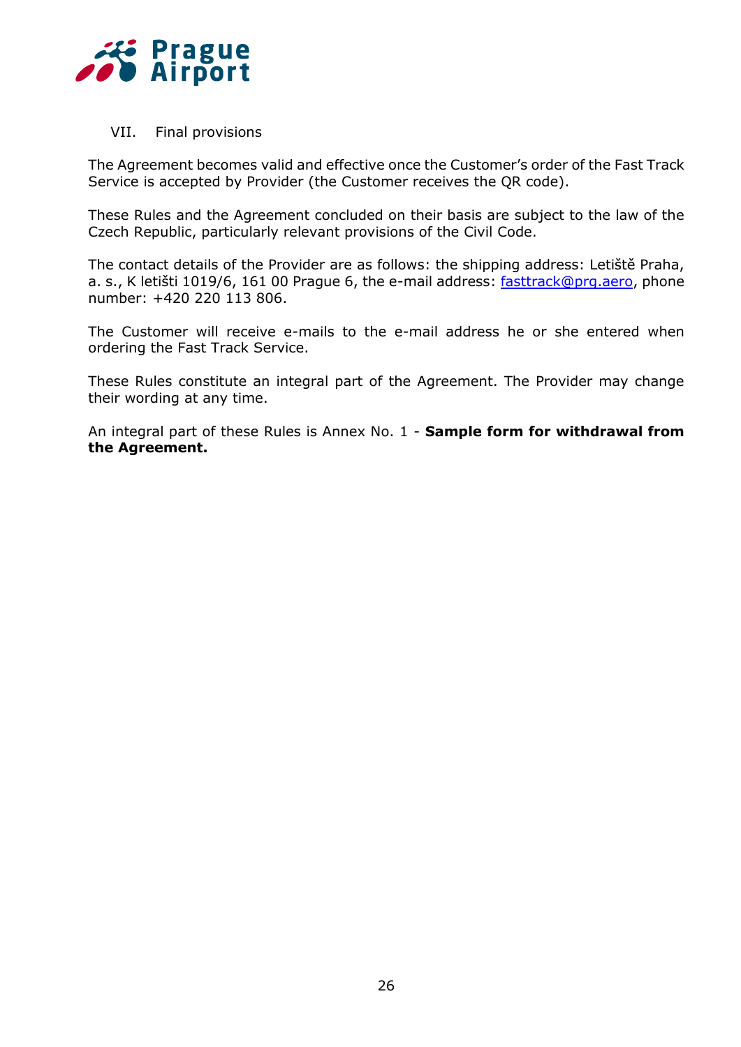## VII. Final provisions

The Agreement becomes valid and effective once the Customer's order of the Fast Track Service is accepted by Provider (the Customer receives the QR code).

These Rules and the Agreement concluded on their basis are subject to the law of the Czech Republic, particularly relevant provisions of the Civil Code.

The contact details of the Provider are as follows: the shipping address: Letiště Praha, a. s., K letišti 1019/6, 161 00 Prague 6, the e-mail address: fasttrack@prg.aero, phone number: +420 220 113 806.

The Customer will receive e-mails to the e-mail address he or she entered when ordering the Fast Track Service.

These Rules constitute an integral part of the Agreement. The Provider may change their wording at any time.

An integral part of these Rules is Annex No. 1 - **Sample form for withdrawal from the Agreement.**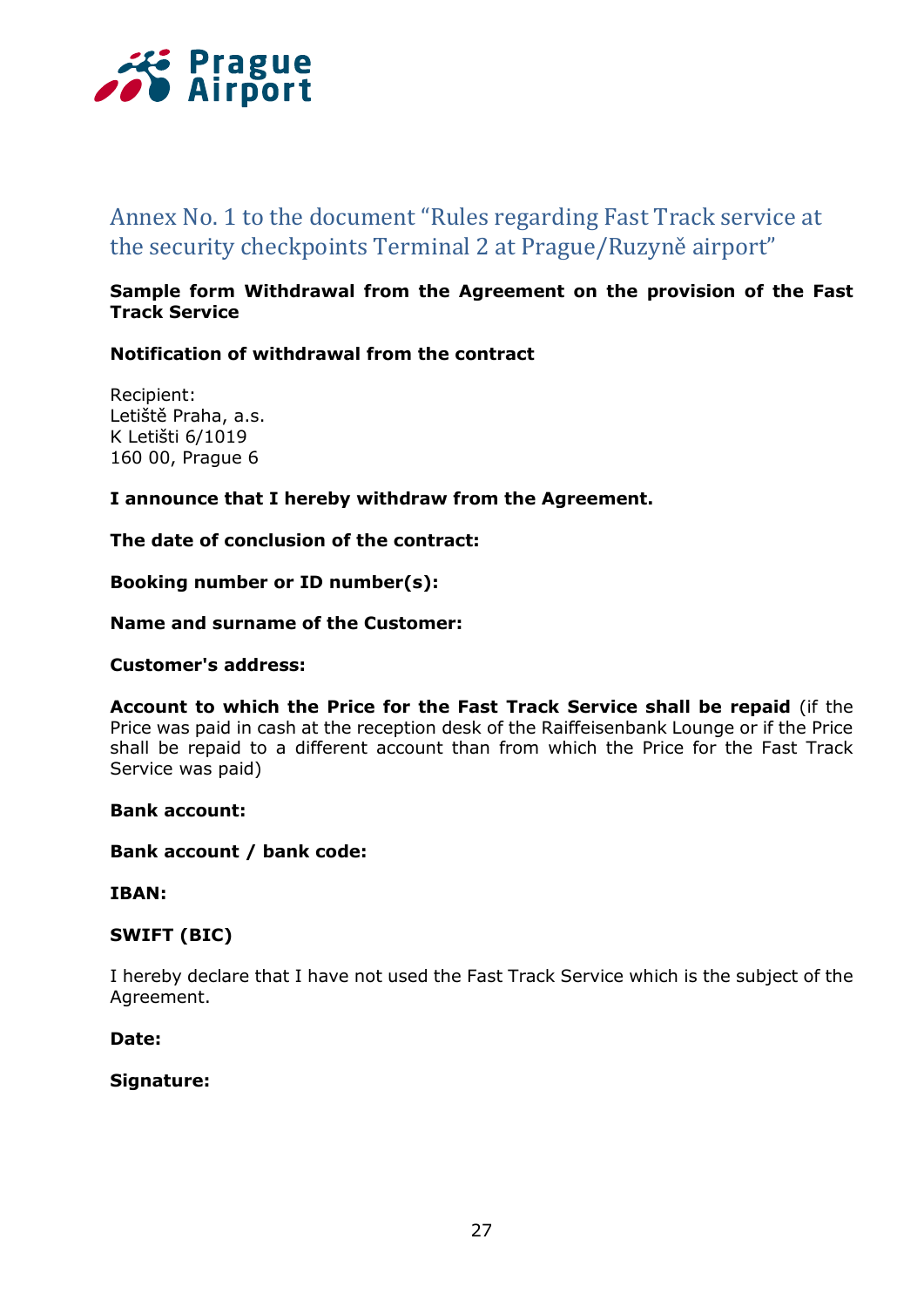## Annex No. 1 to the document "Rules regarding Fast Track service at the security checkpoints Terminal 2 at Prague/Ruzyně airport"

**Sample form Withdrawal from the Agreement on the provision of the Fast Track Service**

**Notification of withdrawal from the contract**

Recipient:
Letiště Praha, a.s.
K Letišti 6/1019
160 00, Prague 6

**I announce that I hereby withdraw from the Agreement.**

**The date of conclusion of the contract:**

**Booking number or ID number(s):**

**Name and surname of the Customer:**

**Customer's address:**

**Account to which the Price for the Fast Track Service shall be repaid** (if the Price was paid in cash at the reception desk of the Raiffeisenbank Lounge or if the Price shall be repaid to a different account than from which the Price for the Fast Track Service was paid)

**Bank account:**

**Bank account / bank code:**

**IBAN:**

**SWIFT (BIC)**

I hereby declare that I have not used the Fast Track Service which is the subject of the Agreement.

**Date:**

**Signature:**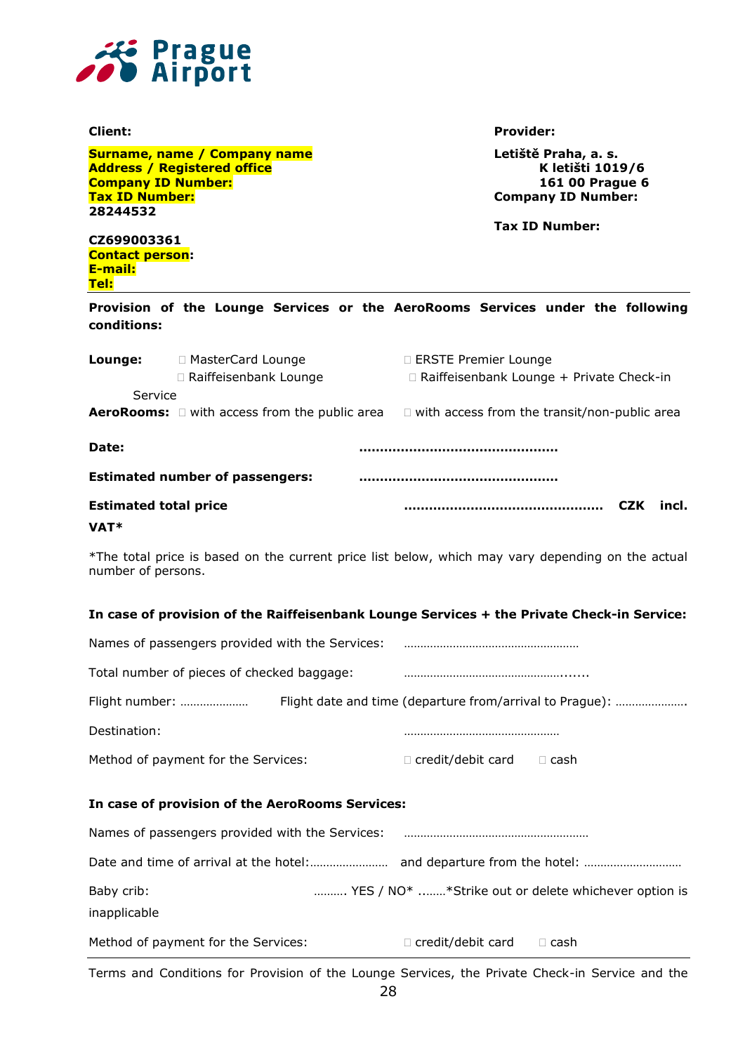**Client:**

**Surname, name / Company name**
**Address / Registered office**
**Company ID Number:**
**Tax ID Number:**
**28244532**

**CZ699003361**
**Contact person:**
**E-mail:**
**Tel:**

**Provider:**

**Letiště Praha, a. s.**
**K letišti 1019/6**
**161 00 Prague 6**
**Company ID Number:**

**Tax ID Number:**

---

**Provision of the Lounge Services or the AeroRooms Services under the following conditions:**

**Lounge:** □ MasterCard Lounge □ ERSTE Premier Lounge
□ Raiffeisenbank Lounge □ Raiffeisenbank Lounge + Private Check-in Service

**AeroRooms:** □ with access from the public area □ with access from the transit/non-public area

**Date:** …………………………………………

**Estimated number of passengers:** …………………………………………

**Estimated total price** ………………………………………… **CZK incl. VAT***

*The total price is based on the current price list below, which may vary depending on the actual number of persons.

**In case of provision of the Raiffeisenbank Lounge Services + the Private Check-in Service:**

Names of passengers provided with the Services: ………………………………………………

Total number of pieces of checked baggage: ……………………………………......

Flight number: ………………… Flight date and time (departure from/arrival to Prague): ………………….

Destination: …………………………………………

Method of payment for the Services: □ credit/debit card □ cash

**In case of provision of the AeroRooms Services:**

Names of passengers provided with the Services: ………………………………………………

Date and time of arrival at the hotel:…………………… and departure from the hotel: ………………………….

Baby crib: ………. YES / NO* ……..*Strike out or delete whichever option is inapplicable

Method of payment for the Services: □ credit/debit card □ cash

---

Terms and Conditions for Provision of the Lounge Services, the Private Check-in Service and the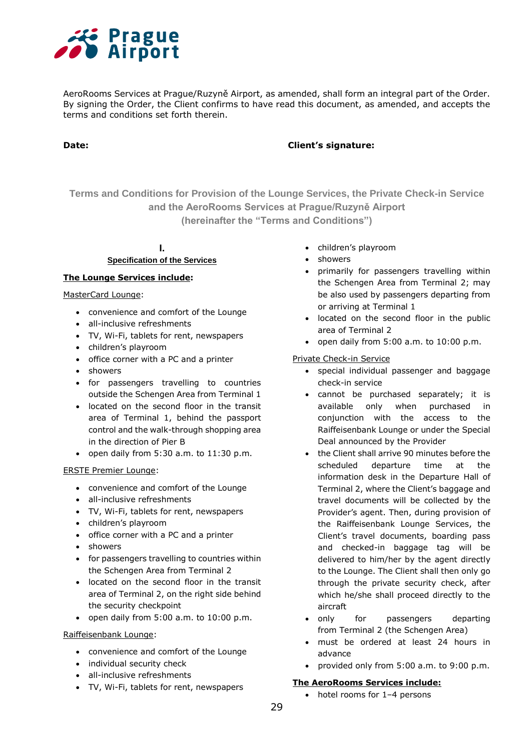AeroRooms Services at Prague/Ruzyně Airport, as amended, shall form an integral part of the Order. By signing the Order, the Client confirms to have read this document, as amended, and accepts the terms and conditions set forth therein.

**Date:** **Client's signature:**

## Terms and Conditions for Provision of the Lounge Services, the Private Check-in Service and the AeroRooms Services at Prague/Ruzyně Airport (hereinafter the "Terms and Conditions")

### I.

### Specification of the Services

**The Lounge Services include:**

MasterCard Lounge:

- convenience and comfort of the Lounge
- all-inclusive refreshments
- TV, Wi-Fi, tablets for rent, newspapers
- children's playroom
- office corner with a PC and a printer
- showers
- for passengers travelling to countries outside the Schengen Area from Terminal 1
- located on the second floor in the transit area of Terminal 1, behind the passport control and the walk-through shopping area in the direction of Pier B
- open daily from 5:30 a.m. to 11:30 p.m.

ERSTE Premier Lounge:

- convenience and comfort of the Lounge
- all-inclusive refreshments
- TV, Wi-Fi, tablets for rent, newspapers
- children's playroom
- office corner with a PC and a printer
- showers
- for passengers travelling to countries within the Schengen Area from Terminal 2
- located on the second floor in the transit area of Terminal 2, on the right side behind the security checkpoint
- open daily from 5:00 a.m. to 10:00 p.m.

Raiffeisenbank Lounge:

- convenience and comfort of the Lounge
- individual security check
- all-inclusive refreshments
- TV, Wi-Fi, tablets for rent, newspapers
- children's playroom
- showers
- primarily for passengers travelling within the Schengen Area from Terminal 2; may be also used by passengers departing from or arriving at Terminal 1
- located on the second floor in the public area of Terminal 2
- open daily from 5:00 a.m. to 10:00 p.m.

Private Check-in Service

- special individual passenger and baggage check-in service
- cannot be purchased separately; it is available only when purchased in conjunction with the access to the Raiffeisenbank Lounge or under the Special Deal announced by the Provider
- the Client shall arrive 90 minutes before the scheduled departure time at the information desk in the Departure Hall of Terminal 2, where the Client's baggage and travel documents will be collected by the Provider's agent. Then, during provision of the Raiffeisenbank Lounge Services, the Client's travel documents, boarding pass and checked-in baggage tag will be delivered to him/her by the agent directly to the Lounge. The Client shall then only go through the private security check, after which he/she shall proceed directly to the aircraft
- only for passengers departing from Terminal 2 (the Schengen Area)
- must be ordered at least 24 hours in advance
- provided only from 5:00 a.m. to 9:00 p.m.

**The AeroRooms Services include:**

- hotel rooms for 1–4 persons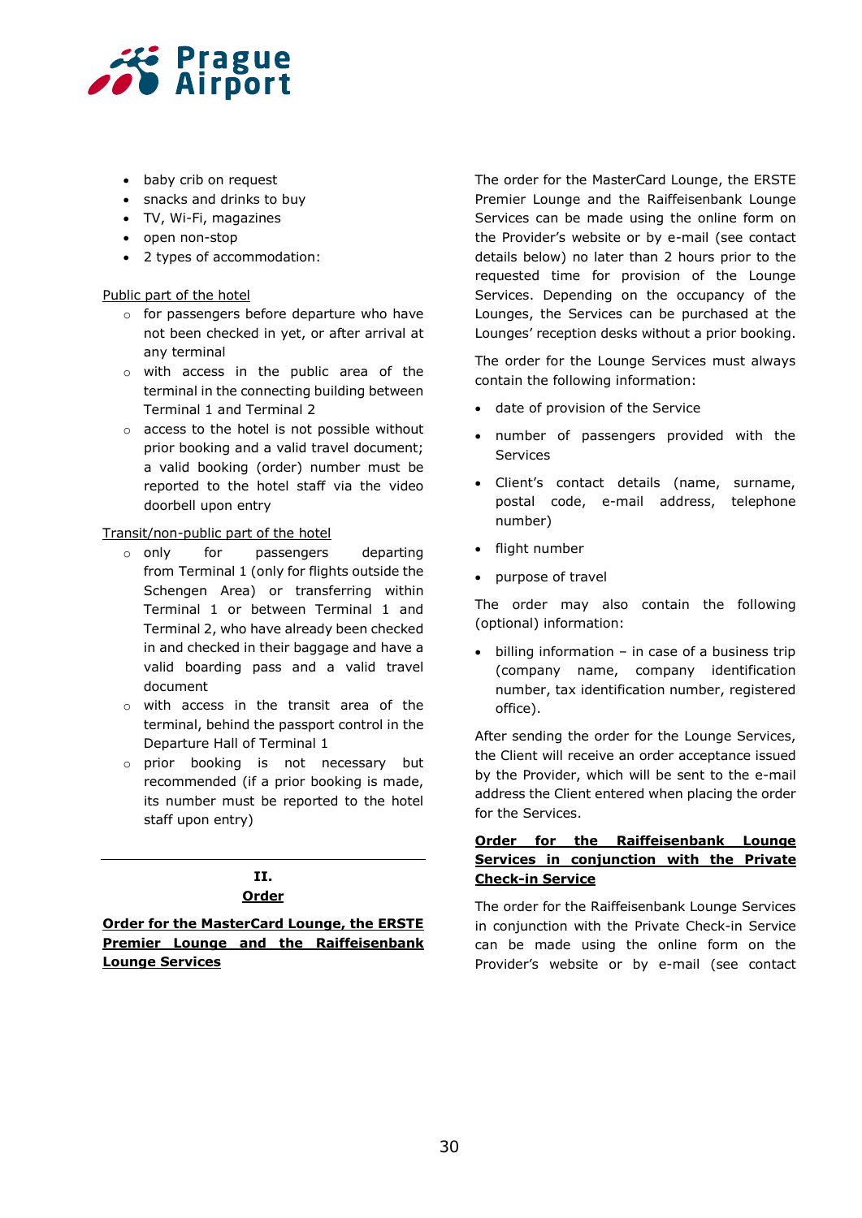- baby crib on request
- snacks and drinks to buy
- TV, Wi-Fi, magazines
- open non-stop
- 2 types of accommodation:

Public part of the hotel

- for passengers before departure who have not been checked in yet, or after arrival at any terminal
- with access in the public area of the terminal in the connecting building between Terminal 1 and Terminal 2
- access to the hotel is not possible without prior booking and a valid travel document; a valid booking (order) number must be reported to the hotel staff via the video doorbell upon entry

Transit/non-public part of the hotel

- only for passengers departing from Terminal 1 (only for flights outside the Schengen Area) or transferring within Terminal 1 or between Terminal 1 and Terminal 2, who have already been checked in and checked in their baggage and have a valid boarding pass and a valid travel document
- with access in the transit area of the terminal, behind the passport control in the Departure Hall of Terminal 1
- prior booking is not necessary but recommended (if a prior booking is made, its number must be reported to the hotel staff upon entry)

## II. Order

**Order for the MasterCard Lounge, the ERSTE Premier Lounge and the Raiffeisenbank Lounge Services**

The order for the MasterCard Lounge, the ERSTE Premier Lounge and the Raiffeisenbank Lounge Services can be made using the online form on the Provider's website or by e-mail (see contact details below) no later than 2 hours prior to the requested time for provision of the Lounge Services. Depending on the occupancy of the Lounges, the Services can be purchased at the Lounges' reception desks without a prior booking.

The order for the Lounge Services must always contain the following information:

- date of provision of the Service
- number of passengers provided with the Services
- Client's contact details (name, surname, postal code, e-mail address, telephone number)
- flight number
- purpose of travel

The order may also contain the following (optional) information:

- billing information – in case of a business trip (company name, company identification number, tax identification number, registered office).

After sending the order for the Lounge Services, the Client will receive an order acceptance issued by the Provider, which will be sent to the e-mail address the Client entered when placing the order for the Services.

**Order for the Raiffeisenbank Lounge Services in conjunction with the Private Check-in Service**

The order for the Raiffeisenbank Lounge Services in conjunction with the Private Check-in Service can be made using the online form on the Provider's website or by e-mail (see contact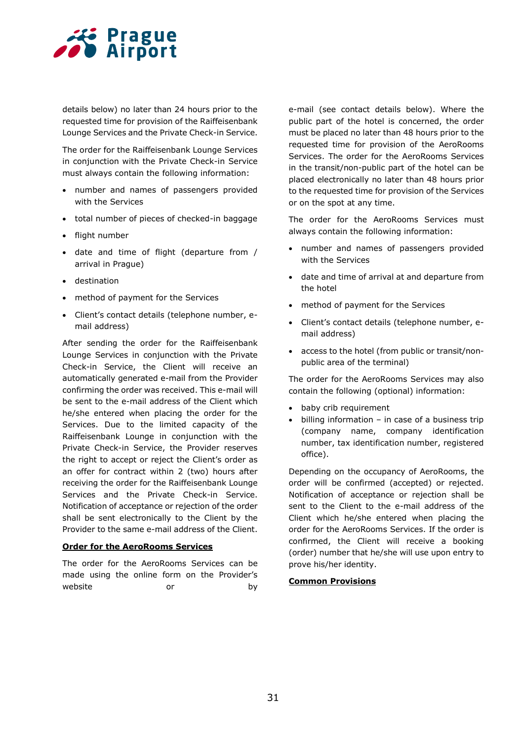details below) no later than 24 hours prior to the requested time for provision of the Raiffeisenbank Lounge Services and the Private Check-in Service.

The order for the Raiffeisenbank Lounge Services in conjunction with the Private Check-in Service must always contain the following information:

- number and names of passengers provided with the Services
- total number of pieces of checked-in baggage
- flight number
- date and time of flight (departure from / arrival in Prague)
- destination
- method of payment for the Services
- Client's contact details (telephone number, e-mail address)

After sending the order for the Raiffeisenbank Lounge Services in conjunction with the Private Check-in Service, the Client will receive an automatically generated e-mail from the Provider confirming the order was received. This e-mail will be sent to the e-mail address of the Client which he/she entered when placing the order for the Services. Due to the limited capacity of the Raiffeisenbank Lounge in conjunction with the Private Check-in Service, the Provider reserves the right to accept or reject the Client's order as an offer for contract within 2 (two) hours after receiving the order for the Raiffeisenbank Lounge Services and the Private Check-in Service. Notification of acceptance or rejection of the order shall be sent electronically to the Client by the Provider to the same e-mail address of the Client.

**Order for the AeroRooms Services**

The order for the AeroRooms Services can be made using the online form on the Provider's website or by e-mail (see contact details below). Where the public part of the hotel is concerned, the order must be placed no later than 48 hours prior to the requested time for provision of the AeroRooms Services. The order for the AeroRooms Services in the transit/non-public part of the hotel can be placed electronically no later than 48 hours prior to the requested time for provision of the Services or on the spot at any time.

The order for the AeroRooms Services must always contain the following information:

- number and names of passengers provided with the Services
- date and time of arrival at and departure from the hotel
- method of payment for the Services
- Client's contact details (telephone number, e-mail address)
- access to the hotel (from public or transit/non-public area of the terminal)

The order for the AeroRooms Services may also contain the following (optional) information:

- baby crib requirement
- billing information – in case of a business trip (company name, company identification number, tax identification number, registered office).

Depending on the occupancy of AeroRooms, the order will be confirmed (accepted) or rejected. Notification of acceptance or rejection shall be sent to the Client to the e-mail address of the Client which he/she entered when placing the order for the AeroRooms Services. If the order is confirmed, the Client will receive a booking (order) number that he/she will use upon entry to prove his/her identity.

**Common Provisions**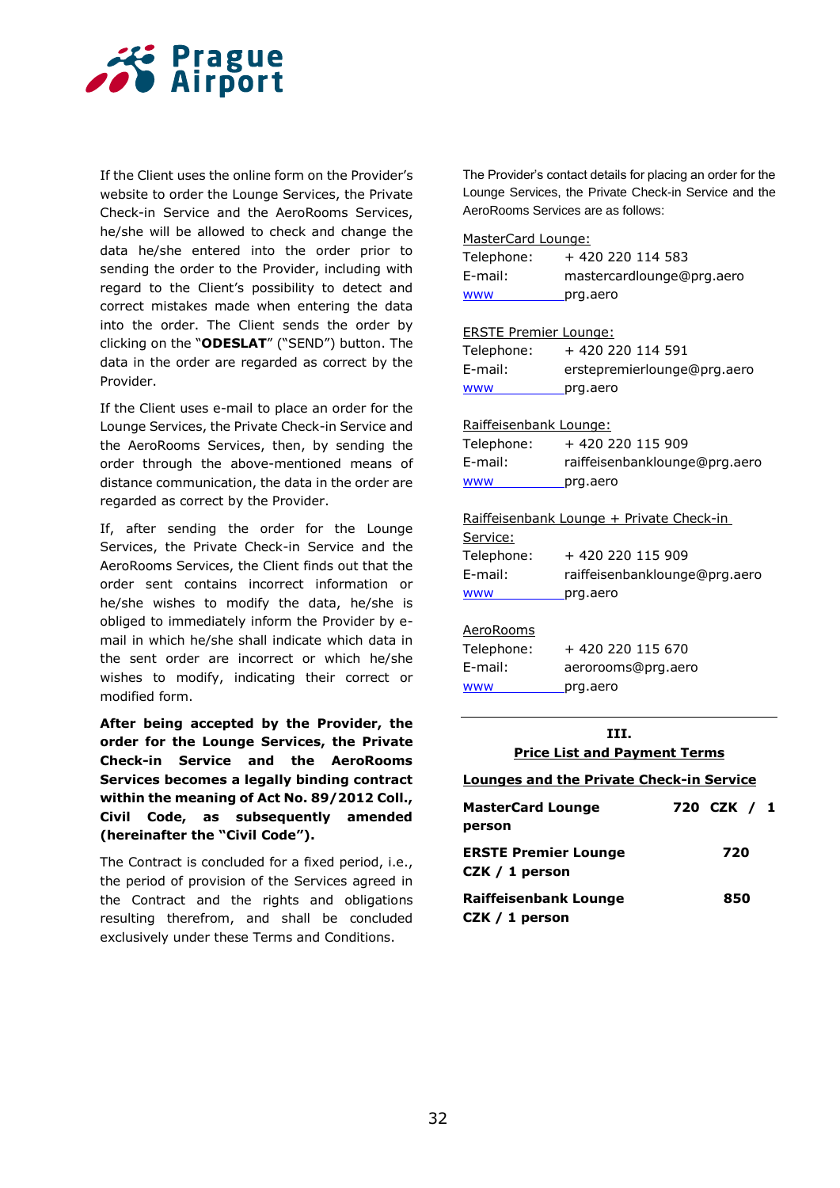If the Client uses the online form on the Provider's website to order the Lounge Services, the Private Check-in Service and the AeroRooms Services, he/she will be allowed to check and change the data he/she entered into the order prior to sending the order to the Provider, including with regard to the Client's possibility to detect and correct mistakes made when entering the data into the order. The Client sends the order by clicking on the "**ODESLAT**" ("SEND") button. The data in the order are regarded as correct by the Provider.

If the Client uses e-mail to place an order for the Lounge Services, the Private Check-in Service and the AeroRooms Services, then, by sending the order through the above-mentioned means of distance communication, the data in the order are regarded as correct by the Provider.

If, after sending the order for the Lounge Services, the Private Check-in Service and the AeroRooms Services, the Client finds out that the order sent contains incorrect information or he/she wishes to modify the data, he/she is obliged to immediately inform the Provider by e-mail in which he/she shall indicate which data in the sent order are incorrect or which he/she wishes to modify, indicating their correct or modified form.

**After being accepted by the Provider, the order for the Lounge Services, the Private Check-in Service and the AeroRooms Services becomes a legally binding contract within the meaning of Act No. 89/2012 Coll., Civil Code, as subsequently amended (hereinafter the "Civil Code").**

The Contract is concluded for a fixed period, i.e., the period of provision of the Services agreed in the Contract and the rights and obligations resulting therefrom, and shall be concluded exclusively under these Terms and Conditions.

The Provider's contact details for placing an order for the Lounge Services, the Private Check-in Service and the AeroRooms Services are as follows:

MasterCard Lounge:
Telephone: + 420 220 114 583
E-mail: mastercardlounge@prg.aero
www prg.aero

ERSTE Premier Lounge:
Telephone: + 420 220 114 591
E-mail: erstepremierlounge@prg.aero
www prg.aero

Raiffeisenbank Lounge:
Telephone: + 420 220 115 909
E-mail: raiffeisenbanklounge@prg.aero
www prg.aero

Raiffeisenbank Lounge + Private Check-in Service:
Telephone: + 420 220 115 909
E-mail: raiffeisenbanklounge@prg.aero
www prg.aero

AeroRooms
Telephone: + 420 220 115 670
E-mail: aerorooms@prg.aero
www prg.aero

## III.
## Price List and Payment Terms

**Lounges and the Private Check-in Service**

**MasterCard Lounge** **720 CZK / 1 person**

**ERSTE Premier Lounge** **720 CZK / 1 person**

**Raiffeisenbank Lounge** **850 CZK / 1 person**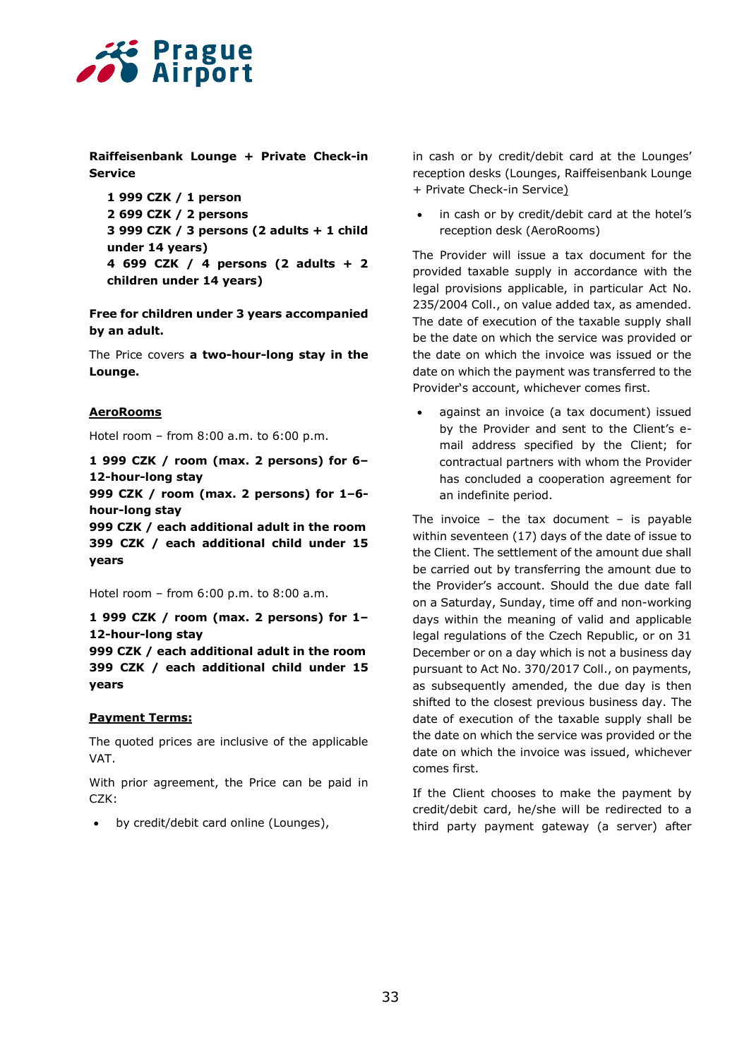**Raiffeisenbank Lounge + Private Check-in Service**

**1 999 CZK / 1 person**
**2 699 CZK / 2 persons**
**3 999 CZK / 3 persons (2 adults + 1 child under 14 years)**
**4 699 CZK / 4 persons (2 adults + 2 children under 14 years)**

**Free for children under 3 years accompanied by an adult.**

The Price covers **a two-hour-long stay in the Lounge.**

**AeroRooms**

Hotel room – from 8:00 a.m. to 6:00 p.m.

**1 999 CZK / room (max. 2 persons) for 6–12-hour-long stay**
**999 CZK / room (max. 2 persons) for 1–6-hour-long stay**
**999 CZK / each additional adult in the room**
**399 CZK / each additional child under 15 years**

Hotel room – from 6:00 p.m. to 8:00 a.m.

**1 999 CZK / room (max. 2 persons) for 1–12-hour-long stay**
**999 CZK / each additional adult in the room**
**399 CZK / each additional child under 15 years**

**Payment Terms:**

The quoted prices are inclusive of the applicable VAT.

With prior agreement, the Price can be paid in CZK:

- by credit/debit card online (Lounges), in cash or by credit/debit card at the Lounges' reception desks (Lounges, Raiffeisenbank Lounge + Private Check-in Service)
- in cash or by credit/debit card at the hotel's reception desk (AeroRooms)

The Provider will issue a tax document for the provided taxable supply in accordance with the legal provisions applicable, in particular Act No. 235/2004 Coll., on value added tax, as amended. The date of execution of the taxable supply shall be the date on which the service was provided or the date on which the invoice was issued or the date on which the payment was transferred to the Provider's account, whichever comes first.

- against an invoice (a tax document) issued by the Provider and sent to the Client's e-mail address specified by the Client; for contractual partners with whom the Provider has concluded a cooperation agreement for an indefinite period.

The invoice – the tax document – is payable within seventeen (17) days of the date of issue to the Client. The settlement of the amount due shall be carried out by transferring the amount due to the Provider's account. Should the due date fall on a Saturday, Sunday, time off and non-working days within the meaning of valid and applicable legal regulations of the Czech Republic, or on 31 December or on a day which is not a business day pursuant to Act No. 370/2017 Coll., on payments, as subsequently amended, the due day is then shifted to the closest previous business day. The date of execution of the taxable supply shall be the date on which the service was provided or the date on which the invoice was issued, whichever comes first.

If the Client chooses to make the payment by credit/debit card, he/she will be redirected to a third party payment gateway (a server) after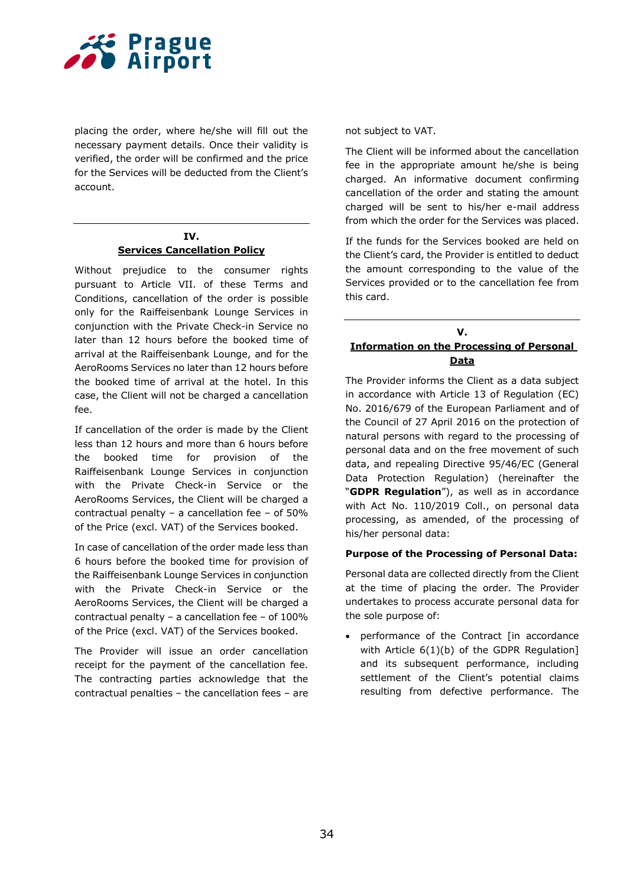placing the order, where he/she will fill out the necessary payment details. Once their validity is verified, the order will be confirmed and the price for the Services will be deducted from the Client's account.

## IV.
## Services Cancellation Policy

Without prejudice to the consumer rights pursuant to Article VII. of these Terms and Conditions, cancellation of the order is possible only for the Raiffeisenbank Lounge Services in conjunction with the Private Check-in Service no later than 12 hours before the booked time of arrival at the Raiffeisenbank Lounge, and for the AeroRooms Services no later than 12 hours before the booked time of arrival at the hotel. In this case, the Client will not be charged a cancellation fee.

If cancellation of the order is made by the Client less than 12 hours and more than 6 hours before the booked time for provision of the Raiffeisenbank Lounge Services in conjunction with the Private Check-in Service or the AeroRooms Services, the Client will be charged a contractual penalty – a cancellation fee – of 50% of the Price (excl. VAT) of the Services booked.

In case of cancellation of the order made less than 6 hours before the booked time for provision of the Raiffeisenbank Lounge Services in conjunction with the Private Check-in Service or the AeroRooms Services, the Client will be charged a contractual penalty – a cancellation fee – of 100% of the Price (excl. VAT) of the Services booked.

The Provider will issue an order cancellation receipt for the payment of the cancellation fee. The contracting parties acknowledge that the contractual penalties – the cancellation fees – are not subject to VAT.

The Client will be informed about the cancellation fee in the appropriate amount he/she is being charged. An informative document confirming cancellation of the order and stating the amount charged will be sent to his/her e-mail address from which the order for the Services was placed.

If the funds for the Services booked are held on the Client's card, the Provider is entitled to deduct the amount corresponding to the value of the Services provided or to the cancellation fee from this card.

## V.
## Information on the Processing of Personal Data

The Provider informs the Client as a data subject in accordance with Article 13 of Regulation (EC) No. 2016/679 of the European Parliament and of the Council of 27 April 2016 on the protection of natural persons with regard to the processing of personal data and on the free movement of such data, and repealing Directive 95/46/EC (General Data Protection Regulation) (hereinafter the "**GDPR Regulation**"), as well as in accordance with Act No. 110/2019 Coll., on personal data processing, as amended, of the processing of his/her personal data:

**Purpose of the Processing of Personal Data:**

Personal data are collected directly from the Client at the time of placing the order. The Provider undertakes to process accurate personal data for the sole purpose of:

- performance of the Contract [in accordance with Article 6(1)(b) of the GDPR Regulation] and its subsequent performance, including settlement of the Client's potential claims resulting from defective performance. The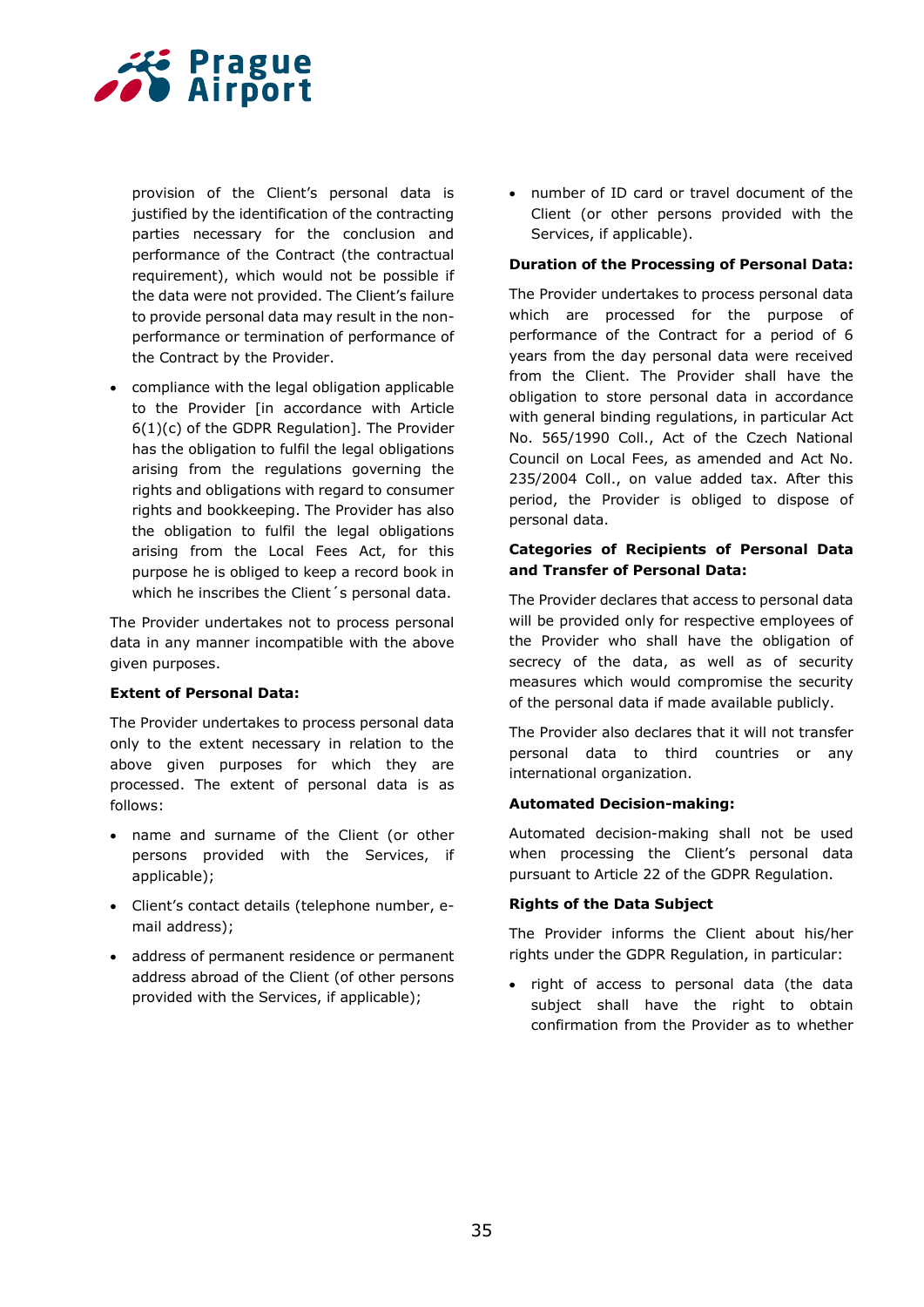provision of the Client's personal data is justified by the identification of the contracting parties necessary for the conclusion and performance of the Contract (the contractual requirement), which would not be possible if the data were not provided. The Client's failure to provide personal data may result in the non-performance or termination of performance of the Contract by the Provider.

- compliance with the legal obligation applicable to the Provider [in accordance with Article 6(1)(c) of the GDPR Regulation]. The Provider has the obligation to fulfil the legal obligations arising from the regulations governing the rights and obligations with regard to consumer rights and bookkeeping. The Provider has also the obligation to fulfil the legal obligations arising from the Local Fees Act, for this purpose he is obliged to keep a record book in which he inscribes the Client´s personal data.

The Provider undertakes not to process personal data in any manner incompatible with the above given purposes.

**Extent of Personal Data:**

The Provider undertakes to process personal data only to the extent necessary in relation to the above given purposes for which they are processed. The extent of personal data is as follows:

- name and surname of the Client (or other persons provided with the Services, if applicable);
- Client's contact details (telephone number, e-mail address);
- address of permanent residence or permanent address abroad of the Client (of other persons provided with the Services, if applicable);
- number of ID card or travel document of the Client (or other persons provided with the Services, if applicable).

**Duration of the Processing of Personal Data:**

The Provider undertakes to process personal data which are processed for the purpose of performance of the Contract for a period of 6 years from the day personal data were received from the Client. The Provider shall have the obligation to store personal data in accordance with general binding regulations, in particular Act No. 565/1990 Coll., Act of the Czech National Council on Local Fees, as amended and Act No. 235/2004 Coll., on value added tax. After this period, the Provider is obliged to dispose of personal data.

**Categories of Recipients of Personal Data and Transfer of Personal Data:**

The Provider declares that access to personal data will be provided only for respective employees of the Provider who shall have the obligation of secrecy of the data, as well as of security measures which would compromise the security of the personal data if made available publicly.

The Provider also declares that it will not transfer personal data to third countries or any international organization.

**Automated Decision-making:**

Automated decision-making shall not be used when processing the Client's personal data pursuant to Article 22 of the GDPR Regulation.

**Rights of the Data Subject**

The Provider informs the Client about his/her rights under the GDPR Regulation, in particular:

- right of access to personal data (the data subject shall have the right to obtain confirmation from the Provider as to whether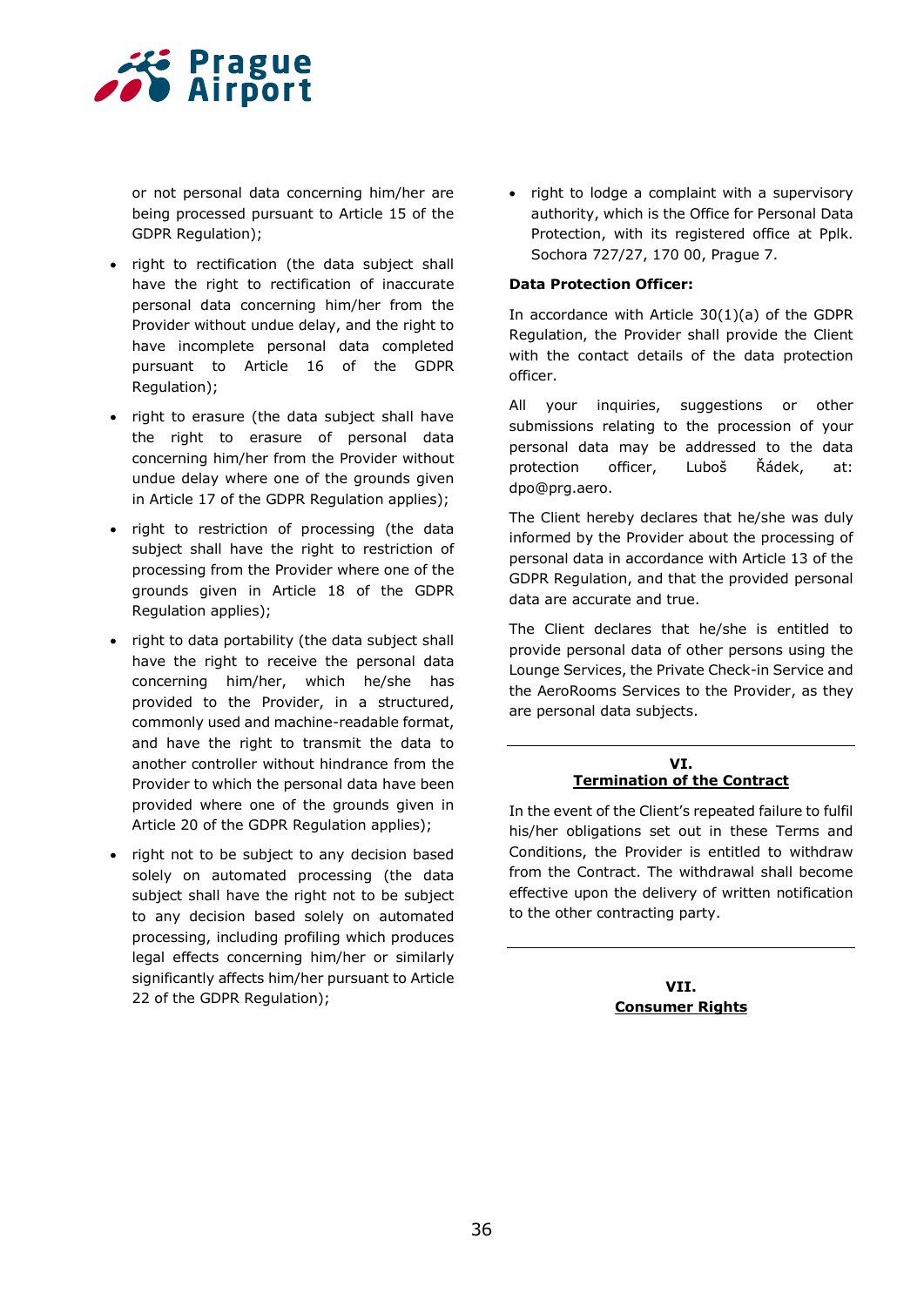or not personal data concerning him/her are being processed pursuant to Article 15 of the GDPR Regulation);

- right to rectification (the data subject shall have the right to rectification of inaccurate personal data concerning him/her from the Provider without undue delay, and the right to have incomplete personal data completed pursuant to Article 16 of the GDPR Regulation);
- right to erasure (the data subject shall have the right to erasure of personal data concerning him/her from the Provider without undue delay where one of the grounds given in Article 17 of the GDPR Regulation applies);
- right to restriction of processing (the data subject shall have the right to restriction of processing from the Provider where one of the grounds given in Article 18 of the GDPR Regulation applies);
- right to data portability (the data subject shall have the right to receive the personal data concerning him/her, which he/she has provided to the Provider, in a structured, commonly used and machine-readable format, and have the right to transmit the data to another controller without hindrance from the Provider to which the personal data have been provided where one of the grounds given in Article 20 of the GDPR Regulation applies);
- right not to be subject to any decision based solely on automated processing (the data subject shall have the right not to be subject to any decision based solely on automated processing, including profiling which produces legal effects concerning him/her or similarly significantly affects him/her pursuant to Article 22 of the GDPR Regulation);
- right to lodge a complaint with a supervisory authority, which is the Office for Personal Data Protection, with its registered office at Pplk. Sochora 727/27, 170 00, Prague 7.

**Data Protection Officer:**

In accordance with Article 30(1)(a) of the GDPR Regulation, the Provider shall provide the Client with the contact details of the data protection officer.

All your inquiries, suggestions or other submissions relating to the procession of your personal data may be addressed to the data protection officer, Luboš Řádek, at: dpo@prg.aero.

The Client hereby declares that he/she was duly informed by the Provider about the processing of personal data in accordance with Article 13 of the GDPR Regulation, and that the provided personal data are accurate and true.

The Client declares that he/she is entitled to provide personal data of other persons using the Lounge Services, the Private Check-in Service and the AeroRooms Services to the Provider, as they are personal data subjects.

## VI. Termination of the Contract

In the event of the Client's repeated failure to fulfil his/her obligations set out in these Terms and Conditions, the Provider is entitled to withdraw from the Contract. The withdrawal shall become effective upon the delivery of written notification to the other contracting party.

## VII. Consumer Rights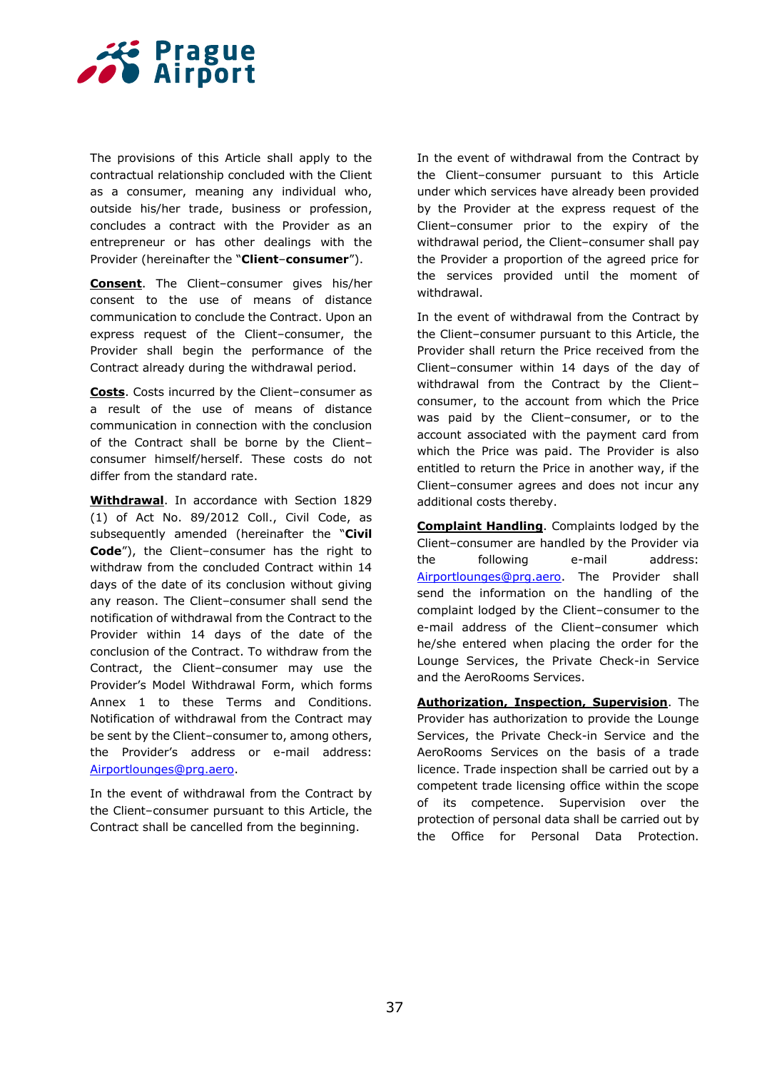The provisions of this Article shall apply to the contractual relationship concluded with the Client as a consumer, meaning any individual who, outside his/her trade, business or profession, concludes a contract with the Provider as an entrepreneur or has other dealings with the Provider (hereinafter the "**Client–consumer**").

**Consent**. The Client–consumer gives his/her consent to the use of means of distance communication to conclude the Contract. Upon an express request of the Client–consumer, the Provider shall begin the performance of the Contract already during the withdrawal period.

**Costs**. Costs incurred by the Client–consumer as a result of the use of means of distance communication in connection with the conclusion of the Contract shall be borne by the Client–consumer himself/herself. These costs do not differ from the standard rate.

**Withdrawal**. In accordance with Section 1829 (1) of Act No. 89/2012 Coll., Civil Code, as subsequently amended (hereinafter the "**Civil Code**"), the Client–consumer has the right to withdraw from the concluded Contract within 14 days of the date of its conclusion without giving any reason. The Client–consumer shall send the notification of withdrawal from the Contract to the Provider within 14 days of the date of the conclusion of the Contract. To withdraw from the Contract, the Client–consumer may use the Provider's Model Withdrawal Form, which forms Annex 1 to these Terms and Conditions. Notification of withdrawal from the Contract may be sent by the Client–consumer to, among others, the Provider's address or e-mail address: Airportlounges@prg.aero.

In the event of withdrawal from the Contract by the Client–consumer pursuant to this Article, the Contract shall be cancelled from the beginning.

In the event of withdrawal from the Contract by the Client–consumer pursuant to this Article under which services have already been provided by the Provider at the express request of the Client–consumer prior to the expiry of the withdrawal period, the Client–consumer shall pay the Provider a proportion of the agreed price for the services provided until the moment of withdrawal.

In the event of withdrawal from the Contract by the Client–consumer pursuant to this Article, the Provider shall return the Price received from the Client–consumer within 14 days of the day of withdrawal from the Contract by the Client–consumer, to the account from which the Price was paid by the Client–consumer, or to the account associated with the payment card from which the Price was paid. The Provider is also entitled to return the Price in another way, if the Client–consumer agrees and does not incur any additional costs thereby.

**Complaint Handling**. Complaints lodged by the Client–consumer are handled by the Provider via the following e-mail address: Airportlounges@prg.aero. The Provider shall send the information on the handling of the complaint lodged by the Client–consumer to the e-mail address of the Client–consumer which he/she entered when placing the order for the Lounge Services, the Private Check-in Service and the AeroRooms Services.

**Authorization, Inspection, Supervision**. The Provider has authorization to provide the Lounge Services, the Private Check-in Service and the AeroRooms Services on the basis of a trade licence. Trade inspection shall be carried out by a competent trade licensing office within the scope of its competence. Supervision over the protection of personal data shall be carried out by the Office for Personal Data Protection.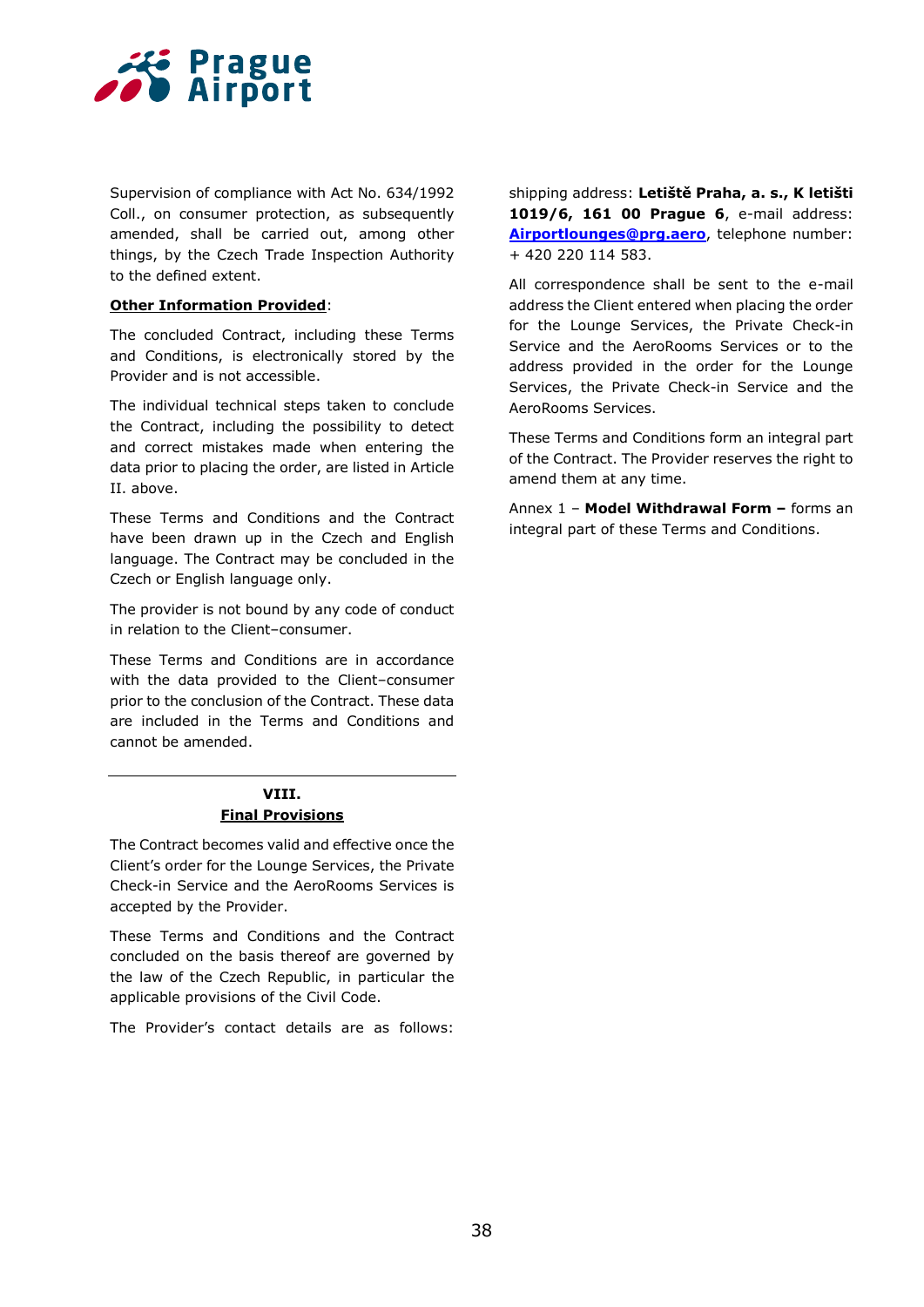Supervision of compliance with Act No. 634/1992 Coll., on consumer protection, as subsequently amended, shall be carried out, among other things, by the Czech Trade Inspection Authority to the defined extent.

**Other Information Provided**:

The concluded Contract, including these Terms and Conditions, is electronically stored by the Provider and is not accessible.

The individual technical steps taken to conclude the Contract, including the possibility to detect and correct mistakes made when entering the data prior to placing the order, are listed in Article II. above.

These Terms and Conditions and the Contract have been drawn up in the Czech and English language. The Contract may be concluded in the Czech or English language only.

The provider is not bound by any code of conduct in relation to the Client–consumer.

These Terms and Conditions are in accordance with the data provided to the Client–consumer prior to the conclusion of the Contract. These data are included in the Terms and Conditions and cannot be amended.

## VIII. Final Provisions

The Contract becomes valid and effective once the Client's order for the Lounge Services, the Private Check-in Service and the AeroRooms Services is accepted by the Provider.

These Terms and Conditions and the Contract concluded on the basis thereof are governed by the law of the Czech Republic, in particular the applicable provisions of the Civil Code.

The Provider's contact details are as follows: shipping address: **Letiště Praha, a. s., K letišti 1019/6, 161 00 Prague 6**, e-mail address: **Airportlounges@prg.aero**, telephone number: + 420 220 114 583.

All correspondence shall be sent to the e-mail address the Client entered when placing the order for the Lounge Services, the Private Check-in Service and the AeroRooms Services or to the address provided in the order for the Lounge Services, the Private Check-in Service and the AeroRooms Services.

These Terms and Conditions form an integral part of the Contract. The Provider reserves the right to amend them at any time.

Annex 1 – **Model Withdrawal Form –** forms an integral part of these Terms and Conditions.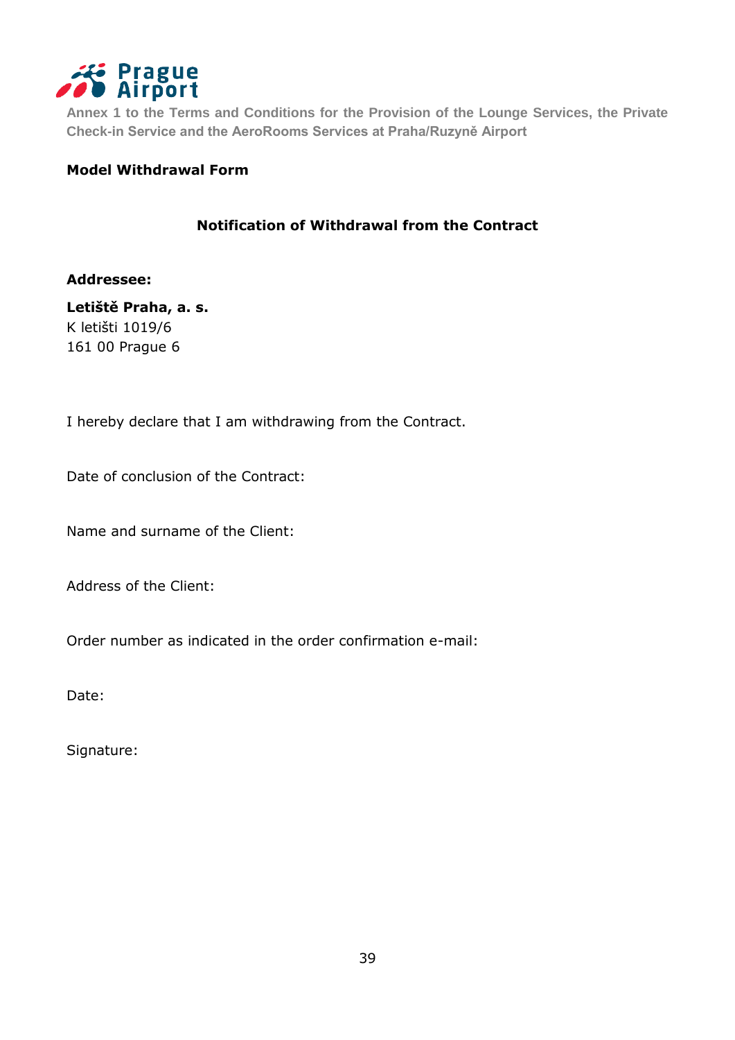Annex 1 to the Terms and Conditions for the Provision of the Lounge Services, the Private Check-in Service and the AeroRooms Services at Praha/Ruzyně Airport

**Model Withdrawal Form**

## Notification of Withdrawal from the Contract

**Addressee:**

**Letiště Praha, a. s.**
K letišti 1019/6
161 00 Prague 6

I hereby declare that I am withdrawing from the Contract.

Date of conclusion of the Contract:

Name and surname of the Client:

Address of the Client:

Order number as indicated in the order confirmation e-mail:

Date:

Signature: